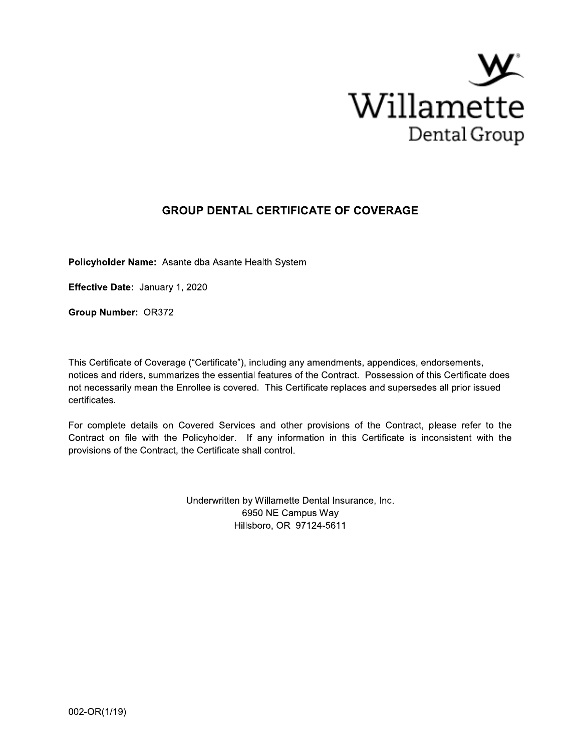Willamette
Dental Group

# GROUP DENTAL CERTIFICATE OF COVERAGE

**Policyholder Name:** Asante dba Asante Health System

**Effective Date:** January 1, 2020

**Group Number:** OR372

This Certificate of Coverage ("Certificate"), including any amendments, appendices, endorsements, notices and riders, summarizes the essential features of the Contract. Possession of this Certificate does not necessarily mean the Enrollee is covered. This Certificate replaces and supersedes all prior issued certificates.

For complete details on Covered Services and other provisions of the Contract, please refer to the Contract on file with the Policyholder. If any information in this Certificate is inconsistent with the provisions of the Contract, the Certificate shall control.

Underwritten by Willamette Dental Insurance, Inc.
6950 NE Campus Way
Hillsboro, OR 97124-5611

002-OR(1/19)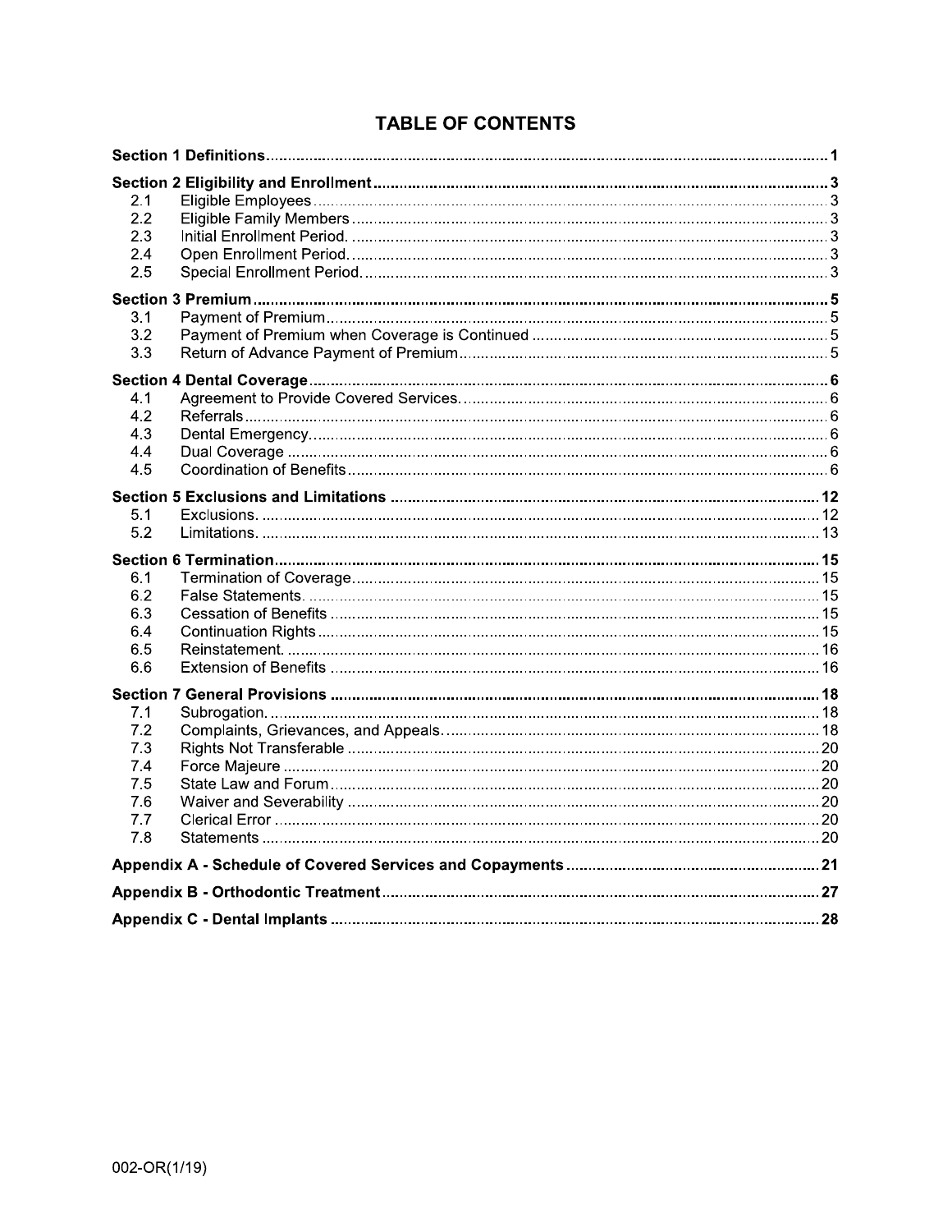# TABLE OF CONTENTS

| | | |
|---|---|---|
| **Section 1 Definitions** | | **1** |
| **Section 2 Eligibility and Enrollment** | | **3** |
| 2.1 | Eligible Employees | 3 |
| 2.2 | Eligible Family Members | 3 |
| 2.3 | Initial Enrollment Period. | 3 |
| 2.4 | Open Enrollment Period. | 3 |
| 2.5 | Special Enrollment Period. | 3 |
| **Section 3 Premium** | | **5** |
| 3.1 | Payment of Premium | 5 |
| 3.2 | Payment of Premium when Coverage is Continued | 5 |
| 3.3 | Return of Advance Payment of Premium | 5 |
| **Section 4 Dental Coverage** | | **6** |
| 4.1 | Agreement to Provide Covered Services. | 6 |
| 4.2 | Referrals | 6 |
| 4.3 | Dental Emergency. | 6 |
| 4.4 | Dual Coverage | 6 |
| 4.5 | Coordination of Benefits | 6 |
| **Section 5 Exclusions and Limitations** | | **12** |
| 5.1 | Exclusions. | 12 |
| 5.2 | Limitations. | 13 |
| **Section 6 Termination** | | **15** |
| 6.1 | Termination of Coverage | 15 |
| 6.2 | False Statements. | 15 |
| 6.3 | Cessation of Benefits | 15 |
| 6.4 | Continuation Rights | 15 |
| 6.5 | Reinstatement. | 16 |
| 6.6 | Extension of Benefits | 16 |
| **Section 7 General Provisions** | | **18** |
| 7.1 | Subrogation. | 18 |
| 7.2 | Complaints, Grievances, and Appeals. | 18 |
| 7.3 | Rights Not Transferable | 20 |
| 7.4 | Force Majeure | 20 |
| 7.5 | State Law and Forum | 20 |
| 7.6 | Waiver and Severability | 20 |
| 7.7 | Clerical Error | 20 |
| 7.8 | Statements | 20 |
| **Appendix A - Schedule of Covered Services and Copayments** | | **21** |
| **Appendix B - Orthodontic Treatment** | | **27** |
| **Appendix C - Dental Implants** | | **28** |

002-OR(1/19)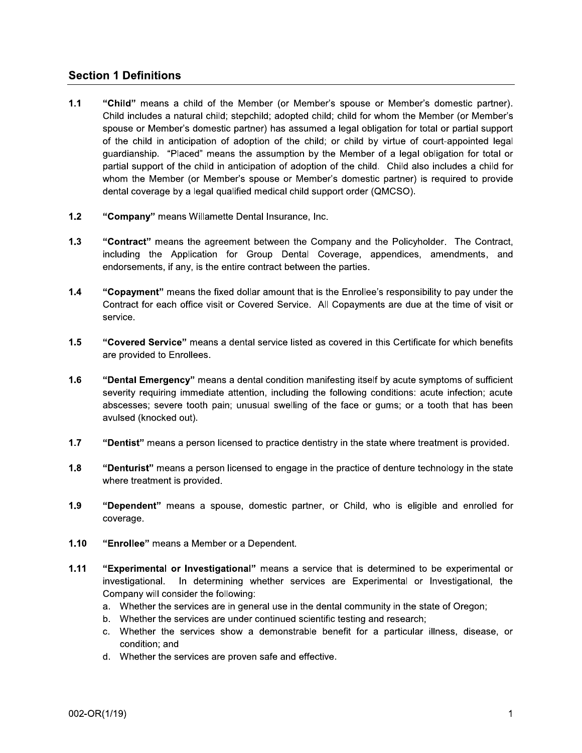## Section 1 Definitions

**1.1** **"Child"** means a child of the Member (or Member's spouse or Member's domestic partner). Child includes a natural child; stepchild; adopted child; child for whom the Member (or Member's spouse or Member's domestic partner) has assumed a legal obligation for total or partial support of the child in anticipation of adoption of the child; or child by virtue of court-appointed legal guardianship. "Placed" means the assumption by the Member of a legal obligation for total or partial support of the child in anticipation of adoption of the child. Child also includes a child for whom the Member (or Member's spouse or Member's domestic partner) is required to provide dental coverage by a legal qualified medical child support order (QMCSO).

**1.2** **"Company"** means Willamette Dental Insurance, Inc.

**1.3** **"Contract"** means the agreement between the Company and the Policyholder. The Contract, including the Application for Group Dental Coverage, appendices, amendments, and endorsements, if any, is the entire contract between the parties.

**1.4** **"Copayment"** means the fixed dollar amount that is the Enrollee's responsibility to pay under the Contract for each office visit or Covered Service. All Copayments are due at the time of visit or service.

**1.5** **"Covered Service"** means a dental service listed as covered in this Certificate for which benefits are provided to Enrollees.

**1.6** **"Dental Emergency"** means a dental condition manifesting itself by acute symptoms of sufficient severity requiring immediate attention, including the following conditions: acute infection; acute abscesses; severe tooth pain; unusual swelling of the face or gums; or a tooth that has been avulsed (knocked out).

**1.7** **"Dentist"** means a person licensed to practice dentistry in the state where treatment is provided.

**1.8** **"Denturist"** means a person licensed to engage in the practice of denture technology in the state where treatment is provided.

**1.9** **"Dependent"** means a spouse, domestic partner, or Child, who is eligible and enrolled for coverage.

**1.10** **"Enrollee"** means a Member or a Dependent.

**1.11** **"Experimental or Investigational"** means a service that is determined to be experimental or investigational. In determining whether services are Experimental or Investigational, the Company will consider the following:

a. Whether the services are in general use in the dental community in the state of Oregon;
b. Whether the services are under continued scientific testing and research;
c. Whether the services show a demonstrable benefit for a particular illness, disease, or condition; and
d. Whether the services are proven safe and effective.

002-OR(1/19)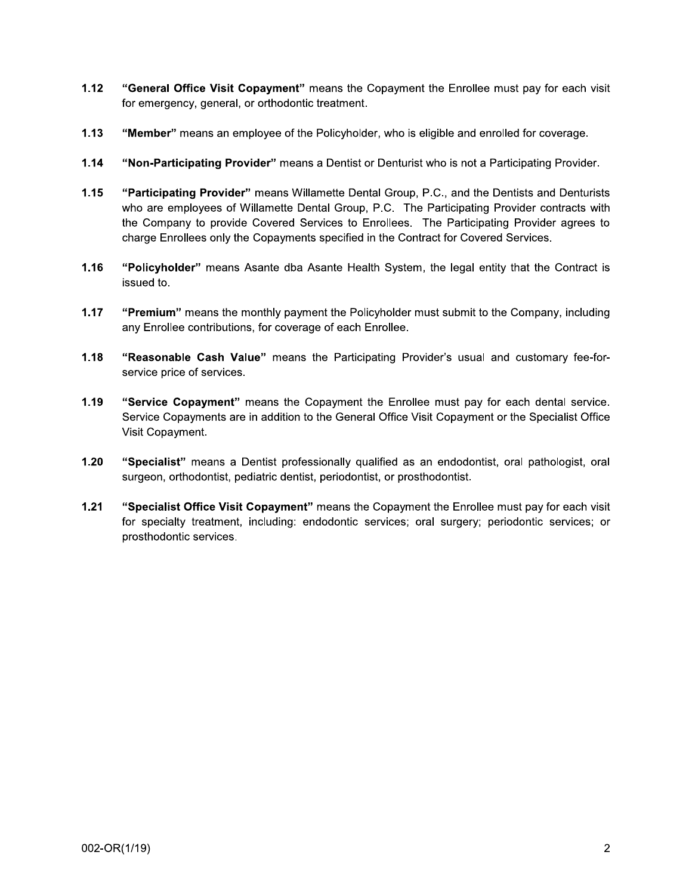**1.12** **"General Office Visit Copayment"** means the Copayment the Enrollee must pay for each visit for emergency, general, or orthodontic treatment.

**1.13** **"Member"** means an employee of the Policyholder, who is eligible and enrolled for coverage.

**1.14** **"Non-Participating Provider"** means a Dentist or Denturist who is not a Participating Provider.

**1.15** **"Participating Provider"** means Willamette Dental Group, P.C., and the Dentists and Denturists who are employees of Willamette Dental Group, P.C. The Participating Provider contracts with the Company to provide Covered Services to Enrollees. The Participating Provider agrees to charge Enrollees only the Copayments specified in the Contract for Covered Services.

**1.16** **"Policyholder"** means Asante dba Asante Health System, the legal entity that the Contract is issued to.

**1.17** **"Premium"** means the monthly payment the Policyholder must submit to the Company, including any Enrollee contributions, for coverage of each Enrollee.

**1.18** **"Reasonable Cash Value"** means the Participating Provider's usual and customary fee-for-service price of services.

**1.19** **"Service Copayment"** means the Copayment the Enrollee must pay for each dental service. Service Copayments are in addition to the General Office Visit Copayment or the Specialist Office Visit Copayment.

**1.20** **"Specialist"** means a Dentist professionally qualified as an endodontist, oral pathologist, oral surgeon, orthodontist, pediatric dentist, periodontist, or prosthodontist.

**1.21** **"Specialist Office Visit Copayment"** means the Copayment the Enrollee must pay for each visit for specialty treatment, including: endodontic services; oral surgery; periodontic services; or prosthodontic services.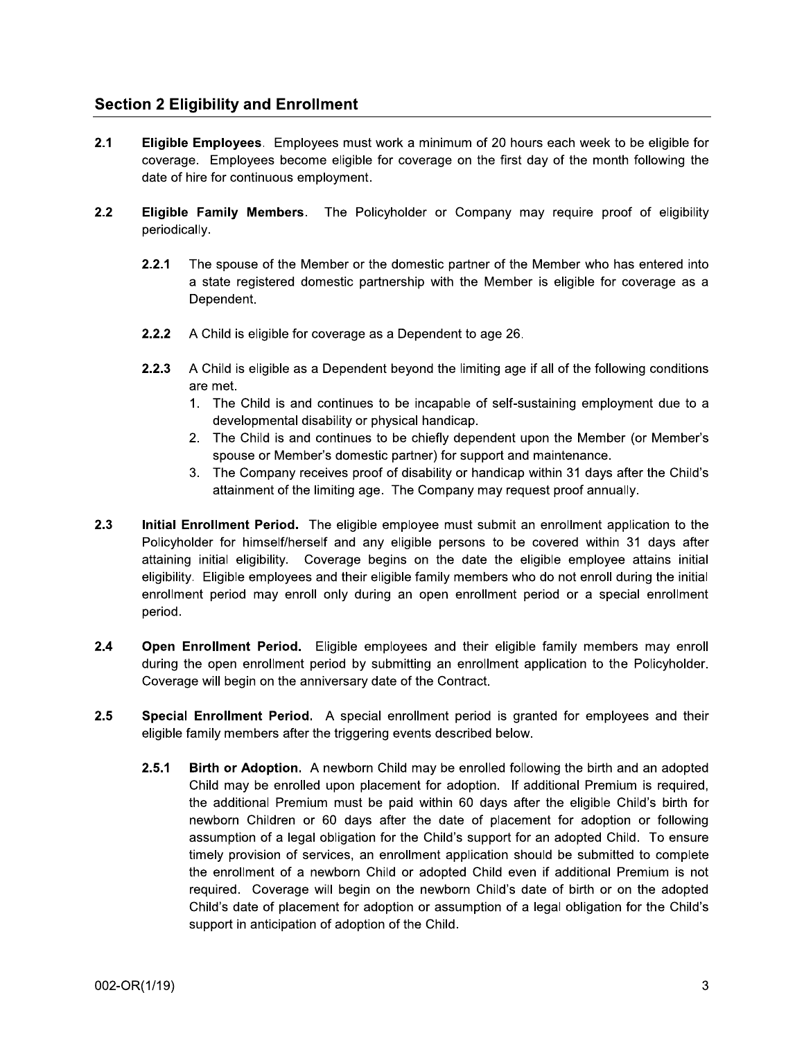## Section 2 Eligibility and Enrollment

**2.1 Eligible Employees**. Employees must work a minimum of 20 hours each week to be eligible for coverage. Employees become eligible for coverage on the first day of the month following the date of hire for continuous employment.

**2.2 Eligible Family Members**. The Policyholder or Company may require proof of eligibility periodically.

**2.2.1** The spouse of the Member or the domestic partner of the Member who has entered into a state registered domestic partnership with the Member is eligible for coverage as a Dependent.

**2.2.2** A Child is eligible for coverage as a Dependent to age 26.

**2.2.3** A Child is eligible as a Dependent beyond the limiting age if all of the following conditions are met.

1. The Child is and continues to be incapable of self-sustaining employment due to a developmental disability or physical handicap.
2. The Child is and continues to be chiefly dependent upon the Member (or Member's spouse or Member's domestic partner) for support and maintenance.
3. The Company receives proof of disability or handicap within 31 days after the Child's attainment of the limiting age. The Company may request proof annually.

**2.3 Initial Enrollment Period.** The eligible employee must submit an enrollment application to the Policyholder for himself/herself and any eligible persons to be covered within 31 days after attaining initial eligibility. Coverage begins on the date the eligible employee attains initial eligibility. Eligible employees and their eligible family members who do not enroll during the initial enrollment period may enroll only during an open enrollment period or a special enrollment period.

**2.4 Open Enrollment Period.** Eligible employees and their eligible family members may enroll during the open enrollment period by submitting an enrollment application to the Policyholder. Coverage will begin on the anniversary date of the Contract.

**2.5 Special Enrollment Period.** A special enrollment period is granted for employees and their eligible family members after the triggering events described below.

**2.5.1 Birth or Adoption.** A newborn Child may be enrolled following the birth and an adopted Child may be enrolled upon placement for adoption. If additional Premium is required, the additional Premium must be paid within 60 days after the eligible Child's birth for newborn Children or 60 days after the date of placement for adoption or following assumption of a legal obligation for the Child's support for an adopted Child. To ensure timely provision of services, an enrollment application should be submitted to complete the enrollment of a newborn Child or adopted Child even if additional Premium is not required. Coverage will begin on the newborn Child's date of birth or on the adopted Child's date of placement for adoption or assumption of a legal obligation for the Child's support in anticipation of adoption of the Child.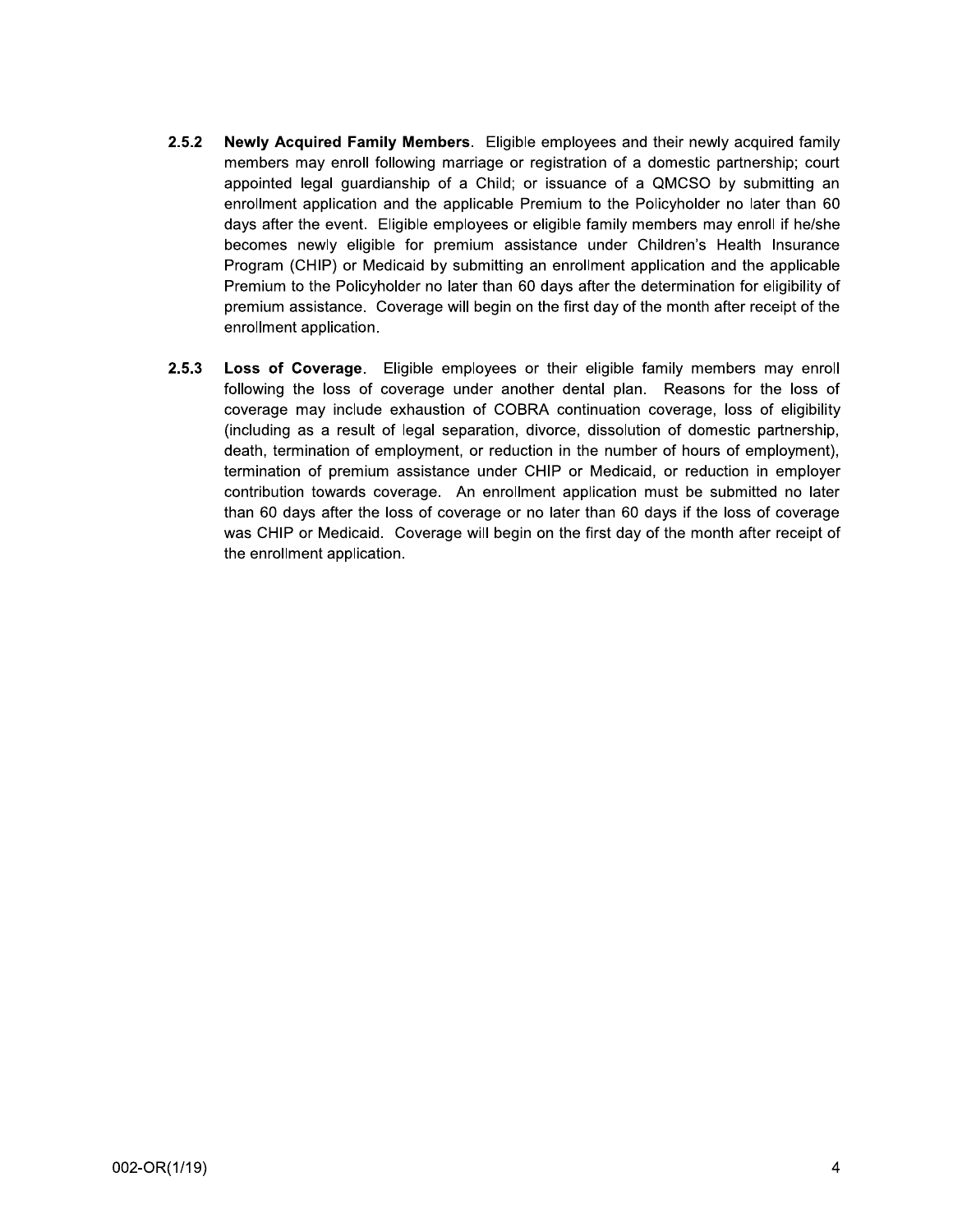**2.5.2 Newly Acquired Family Members**. Eligible employees and their newly acquired family members may enroll following marriage or registration of a domestic partnership; court appointed legal guardianship of a Child; or issuance of a QMCSO by submitting an enrollment application and the applicable Premium to the Policyholder no later than 60 days after the event. Eligible employees or eligible family members may enroll if he/she becomes newly eligible for premium assistance under Children's Health Insurance Program (CHIP) or Medicaid by submitting an enrollment application and the applicable Premium to the Policyholder no later than 60 days after the determination for eligibility of premium assistance. Coverage will begin on the first day of the month after receipt of the enrollment application.

**2.5.3 Loss of Coverage**. Eligible employees or their eligible family members may enroll following the loss of coverage under another dental plan. Reasons for the loss of coverage may include exhaustion of COBRA continuation coverage, loss of eligibility (including as a result of legal separation, divorce, dissolution of domestic partnership, death, termination of employment, or reduction in the number of hours of employment), termination of premium assistance under CHIP or Medicaid, or reduction in employer contribution towards coverage. An enrollment application must be submitted no later than 60 days after the loss of coverage or no later than 60 days if the loss of coverage was CHIP or Medicaid. Coverage will begin on the first day of the month after receipt of the enrollment application.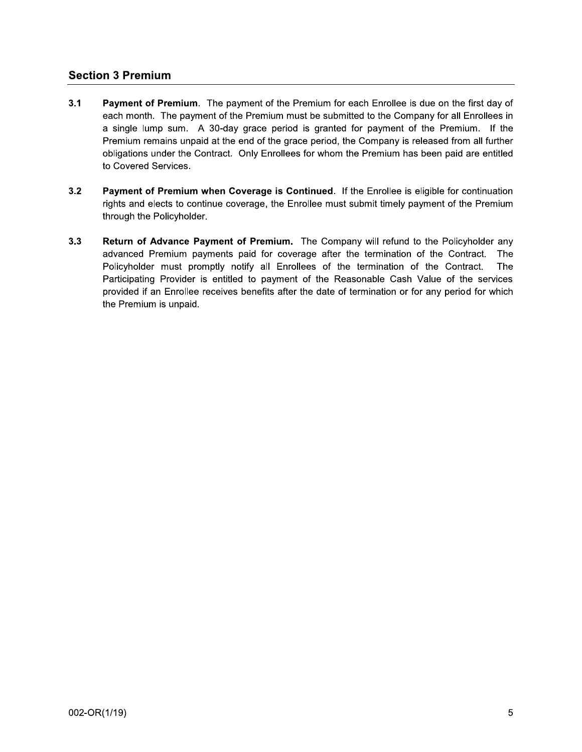## Section 3 Premium

**3.1 Payment of Premium**. The payment of the Premium for each Enrollee is due on the first day of each month. The payment of the Premium must be submitted to the Company for all Enrollees in a single lump sum. A 30-day grace period is granted for payment of the Premium. If the Premium remains unpaid at the end of the grace period, the Company is released from all further obligations under the Contract. Only Enrollees for whom the Premium has been paid are entitled to Covered Services.

**3.2 Payment of Premium when Coverage is Continued**. If the Enrollee is eligible for continuation rights and elects to continue coverage, the Enrollee must submit timely payment of the Premium through the Policyholder.

**3.3 Return of Advance Payment of Premium.** The Company will refund to the Policyholder any advanced Premium payments paid for coverage after the termination of the Contract. The Policyholder must promptly notify all Enrollees of the termination of the Contract. The Participating Provider is entitled to payment of the Reasonable Cash Value of the services provided if an Enrollee receives benefits after the date of termination or for any period for which the Premium is unpaid.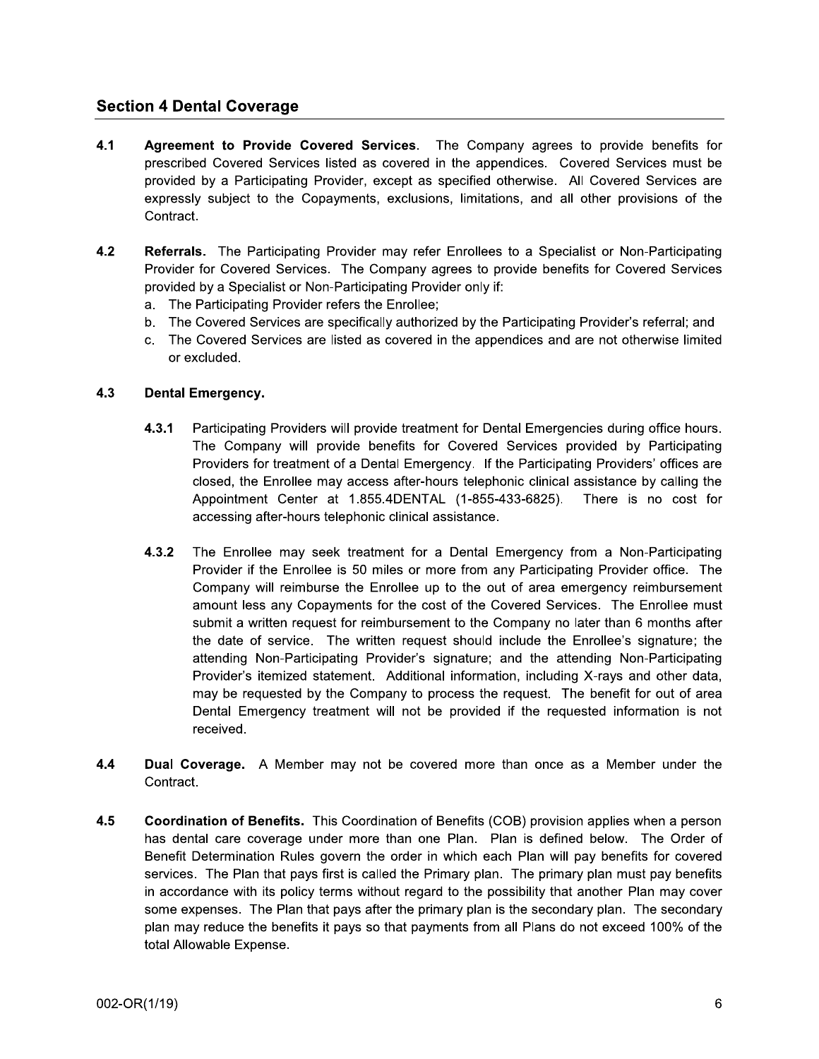## Section 4 Dental Coverage

**4.1 Agreement to Provide Covered Services.** The Company agrees to provide benefits for prescribed Covered Services listed as covered in the appendices. Covered Services must be provided by a Participating Provider, except as specified otherwise. All Covered Services are expressly subject to the Copayments, exclusions, limitations, and all other provisions of the Contract.

**4.2 Referrals.** The Participating Provider may refer Enrollees to a Specialist or Non-Participating Provider for Covered Services. The Company agrees to provide benefits for Covered Services provided by a Specialist or Non-Participating Provider only if:

a. The Participating Provider refers the Enrollee;
b. The Covered Services are specifically authorized by the Participating Provider's referral; and
c. The Covered Services are listed as covered in the appendices and are not otherwise limited or excluded.

**4.3 Dental Emergency.**

**4.3.1** Participating Providers will provide treatment for Dental Emergencies during office hours. The Company will provide benefits for Covered Services provided by Participating Providers for treatment of a Dental Emergency. If the Participating Providers' offices are closed, the Enrollee may access after-hours telephonic clinical assistance by calling the Appointment Center at 1.855.4DENTAL (1-855-433-6825). There is no cost for accessing after-hours telephonic clinical assistance.

**4.3.2** The Enrollee may seek treatment for a Dental Emergency from a Non-Participating Provider if the Enrollee is 50 miles or more from any Participating Provider office. The Company will reimburse the Enrollee up to the out of area emergency reimbursement amount less any Copayments for the cost of the Covered Services. The Enrollee must submit a written request for reimbursement to the Company no later than 6 months after the date of service. The written request should include the Enrollee's signature; the attending Non-Participating Provider's signature; and the attending Non-Participating Provider's itemized statement. Additional information, including X-rays and other data, may be requested by the Company to process the request. The benefit for out of area Dental Emergency treatment will not be provided if the requested information is not received.

**4.4 Dual Coverage.** A Member may not be covered more than once as a Member under the Contract.

**4.5 Coordination of Benefits.** This Coordination of Benefits (COB) provision applies when a person has dental care coverage under more than one Plan. Plan is defined below. The Order of Benefit Determination Rules govern the order in which each Plan will pay benefits for covered services. The Plan that pays first is called the Primary plan. The primary plan must pay benefits in accordance with its policy terms without regard to the possibility that another Plan may cover some expenses. The Plan that pays after the primary plan is the secondary plan. The secondary plan may reduce the benefits it pays so that payments from all Plans do not exceed 100% of the total Allowable Expense.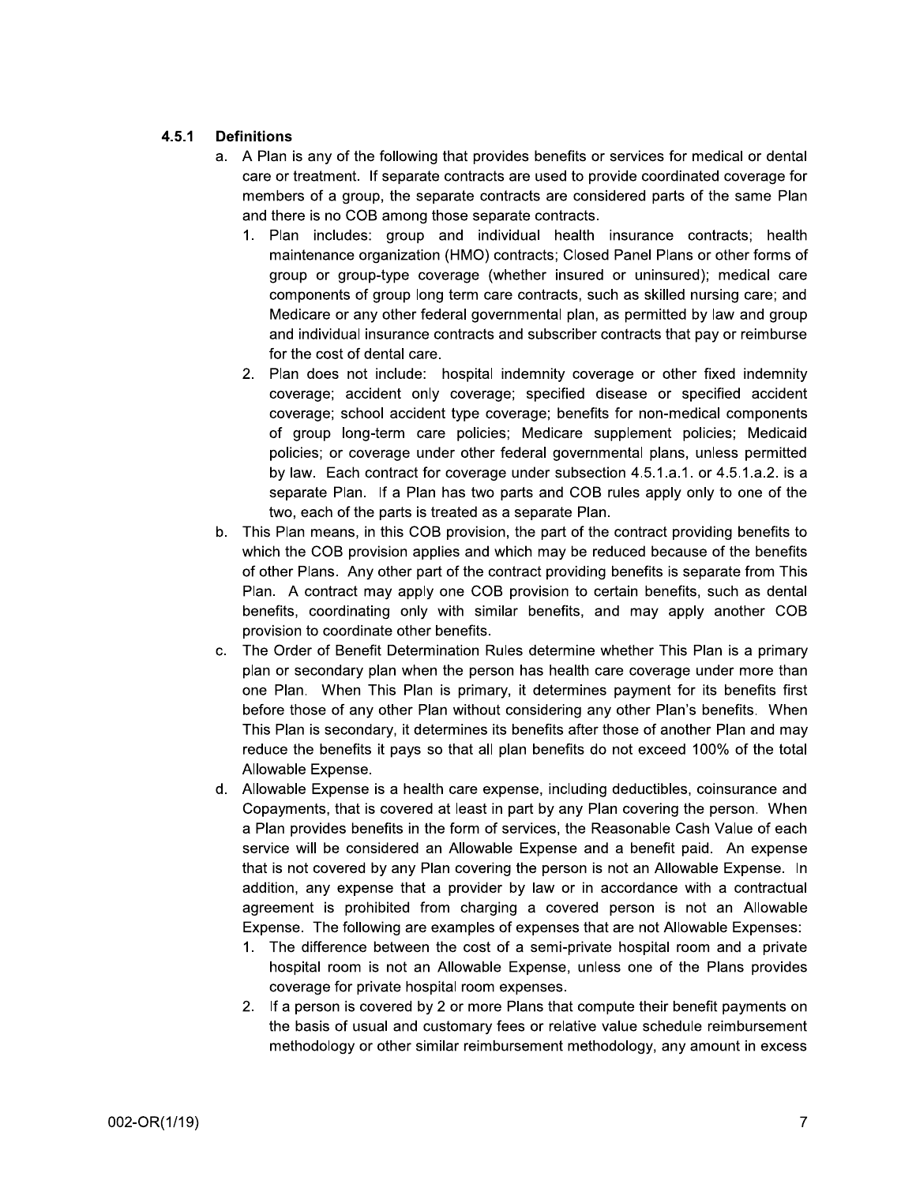### 4.5.1 Definitions

a. A Plan is any of the following that provides benefits or services for medical or dental care or treatment. If separate contracts are used to provide coordinated coverage for members of a group, the separate contracts are considered parts of the same Plan and there is no COB among those separate contracts.

   1. Plan includes: group and individual health insurance contracts; health maintenance organization (HMO) contracts; Closed Panel Plans or other forms of group or group-type coverage (whether insured or uninsured); medical care components of group long term care contracts, such as skilled nursing care; and Medicare or any other federal governmental plan, as permitted by law and group and individual insurance contracts and subscriber contracts that pay or reimburse for the cost of dental care.
   2. Plan does not include: hospital indemnity coverage or other fixed indemnity coverage; accident only coverage; specified disease or specified accident coverage; school accident type coverage; benefits for non-medical components of group long-term care policies; Medicare supplement policies; Medicaid policies; or coverage under other federal governmental plans, unless permitted by law. Each contract for coverage under subsection 4.5.1.a.1. or 4.5.1.a.2. is a separate Plan. If a Plan has two parts and COB rules apply only to one of the two, each of the parts is treated as a separate Plan.

b. This Plan means, in this COB provision, the part of the contract providing benefits to which the COB provision applies and which may be reduced because of the benefits of other Plans. Any other part of the contract providing benefits is separate from This Plan. A contract may apply one COB provision to certain benefits, such as dental benefits, coordinating only with similar benefits, and may apply another COB provision to coordinate other benefits.

c. The Order of Benefit Determination Rules determine whether This Plan is a primary plan or secondary plan when the person has health care coverage under more than one Plan. When This Plan is primary, it determines payment for its benefits first before those of any other Plan without considering any other Plan's benefits. When This Plan is secondary, it determines its benefits after those of another Plan and may reduce the benefits it pays so that all plan benefits do not exceed 100% of the total Allowable Expense.

d. Allowable Expense is a health care expense, including deductibles, coinsurance and Copayments, that is covered at least in part by any Plan covering the person. When a Plan provides benefits in the form of services, the Reasonable Cash Value of each service will be considered an Allowable Expense and a benefit paid. An expense that is not covered by any Plan covering the person is not an Allowable Expense. In addition, any expense that a provider by law or in accordance with a contractual agreement is prohibited from charging a covered person is not an Allowable Expense. The following are examples of expenses that are not Allowable Expenses:

   1. The difference between the cost of a semi-private hospital room and a private hospital room is not an Allowable Expense, unless one of the Plans provides coverage for private hospital room expenses.
   2. If a person is covered by 2 or more Plans that compute their benefit payments on the basis of usual and customary fees or relative value schedule reimbursement methodology or other similar reimbursement methodology, any amount in excess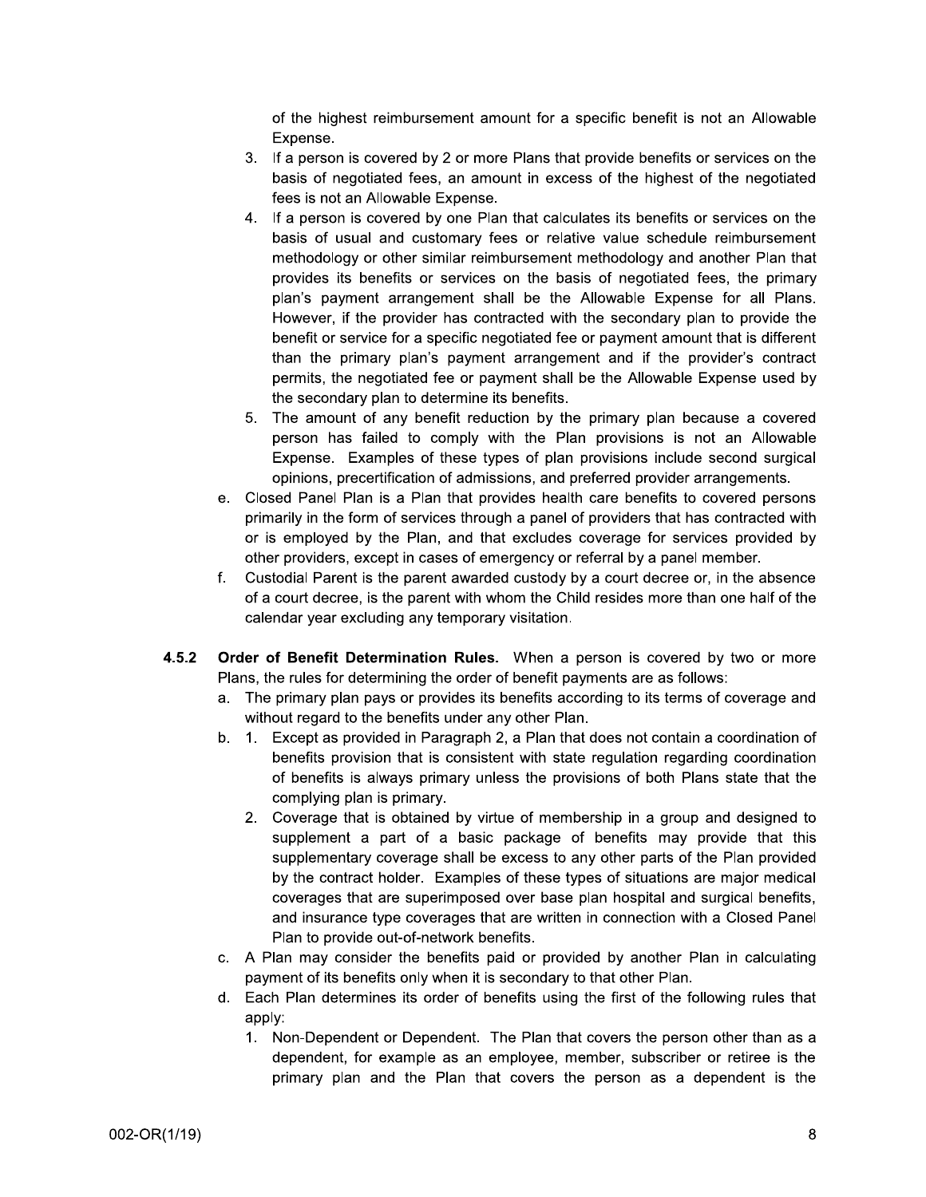of the highest reimbursement amount for a specific benefit is not an Allowable Expense.

3. If a person is covered by 2 or more Plans that provide benefits or services on the basis of negotiated fees, an amount in excess of the highest of the negotiated fees is not an Allowable Expense.
4. If a person is covered by one Plan that calculates its benefits or services on the basis of usual and customary fees or relative value schedule reimbursement methodology or other similar reimbursement methodology and another Plan that provides its benefits or services on the basis of negotiated fees, the primary plan's payment arrangement shall be the Allowable Expense for all Plans. However, if the provider has contracted with the secondary plan to provide the benefit or service for a specific negotiated fee or payment amount that is different than the primary plan's payment arrangement and if the provider's contract permits, the negotiated fee or payment shall be the Allowable Expense used by the secondary plan to determine its benefits.
5. The amount of any benefit reduction by the primary plan because a covered person has failed to comply with the Plan provisions is not an Allowable Expense. Examples of these types of plan provisions include second surgical opinions, precertification of admissions, and preferred provider arrangements.

e. Closed Panel Plan is a Plan that provides health care benefits to covered persons primarily in the form of services through a panel of providers that has contracted with or is employed by the Plan, and that excludes coverage for services provided by other providers, except in cases of emergency or referral by a panel member.

f. Custodial Parent is the parent awarded custody by a court decree or, in the absence of a court decree, is the parent with whom the Child resides more than one half of the calendar year excluding any temporary visitation.

**4.5.2 Order of Benefit Determination Rules.** When a person is covered by two or more Plans, the rules for determining the order of benefit payments are as follows:

a. The primary plan pays or provides its benefits according to its terms of coverage and without regard to the benefits under any other Plan.

b. 1. Except as provided in Paragraph 2, a Plan that does not contain a coordination of benefits provision that is consistent with state regulation regarding coordination of benefits is always primary unless the provisions of both Plans state that the complying plan is primary.
   2. Coverage that is obtained by virtue of membership in a group and designed to supplement a part of a basic package of benefits may provide that this supplementary coverage shall be excess to any other parts of the Plan provided by the contract holder. Examples of these types of situations are major medical coverages that are superimposed over base plan hospital and surgical benefits, and insurance type coverages that are written in connection with a Closed Panel Plan to provide out-of-network benefits.

c. A Plan may consider the benefits paid or provided by another Plan in calculating payment of its benefits only when it is secondary to that other Plan.

d. Each Plan determines its order of benefits using the first of the following rules that apply:
   1. Non-Dependent or Dependent. The Plan that covers the person other than as a dependent, for example as an employee, member, subscriber or retiree is the primary plan and the Plan that covers the person as a dependent is the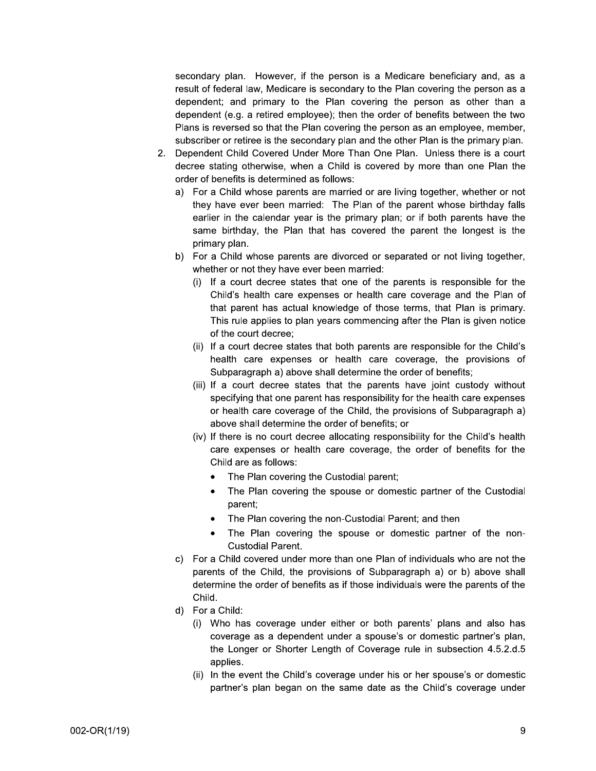secondary plan. However, if the person is a Medicare beneficiary and, as a result of federal law, Medicare is secondary to the Plan covering the person as a dependent; and primary to the Plan covering the person as other than a dependent (e.g. a retired employee); then the order of benefits between the two Plans is reversed so that the Plan covering the person as an employee, member, subscriber or retiree is the secondary plan and the other Plan is the primary plan.

2. Dependent Child Covered Under More Than One Plan. Unless there is a court decree stating otherwise, when a Child is covered by more than one Plan the order of benefits is determined as follows:
   a) For a Child whose parents are married or are living together, whether or not they have ever been married: The Plan of the parent whose birthday falls earlier in the calendar year is the primary plan; or if both parents have the same birthday, the Plan that has covered the parent the longest is the primary plan.
   b) For a Child whose parents are divorced or separated or not living together, whether or not they have ever been married:
      (i) If a court decree states that one of the parents is responsible for the Child's health care expenses or health care coverage and the Plan of that parent has actual knowledge of those terms, that Plan is primary. This rule applies to plan years commencing after the Plan is given notice of the court decree;
      (ii) If a court decree states that both parents are responsible for the Child's health care expenses or health care coverage, the provisions of Subparagraph a) above shall determine the order of benefits;
      (iii) If a court decree states that the parents have joint custody without specifying that one parent has responsibility for the health care expenses or health care coverage of the Child, the provisions of Subparagraph a) above shall determine the order of benefits; or
      (iv) If there is no court decree allocating responsibility for the Child's health care expenses or health care coverage, the order of benefits for the Child are as follows:
         - The Plan covering the Custodial parent;
         - The Plan covering the spouse or domestic partner of the Custodial parent;
         - The Plan covering the non-Custodial Parent; and then
         - The Plan covering the spouse or domestic partner of the non-Custodial Parent.
   c) For a Child covered under more than one Plan of individuals who are not the parents of the Child, the provisions of Subparagraph a) or b) above shall determine the order of benefits as if those individuals were the parents of the Child.
   d) For a Child:
      (i) Who has coverage under either or both parents' plans and also has coverage as a dependent under a spouse's or domestic partner's plan, the Longer or Shorter Length of Coverage rule in subsection 4.5.2.d.5 applies.
      (ii) In the event the Child's coverage under his or her spouse's or domestic partner's plan began on the same date as the Child's coverage under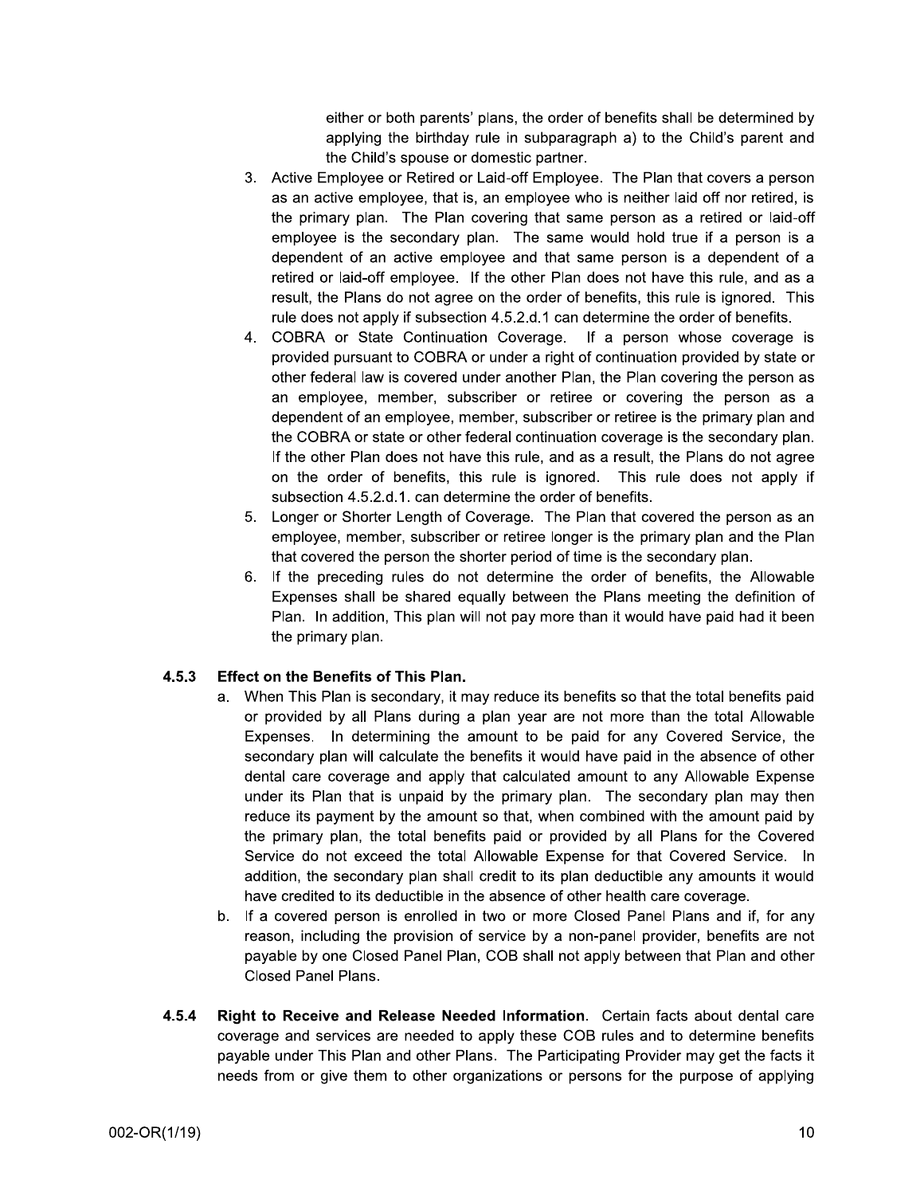either or both parents' plans, the order of benefits shall be determined by applying the birthday rule in subparagraph a) to the Child's parent and the Child's spouse or domestic partner.

3. Active Employee or Retired or Laid-off Employee. The Plan that covers a person as an active employee, that is, an employee who is neither laid off nor retired, is the primary plan. The Plan covering that same person as a retired or laid-off employee is the secondary plan. The same would hold true if a person is a dependent of an active employee and that same person is a dependent of a retired or laid-off employee. If the other Plan does not have this rule, and as a result, the Plans do not agree on the order of benefits, this rule is ignored. This rule does not apply if subsection 4.5.2.d.1 can determine the order of benefits.
4. COBRA or State Continuation Coverage. If a person whose coverage is provided pursuant to COBRA or under a right of continuation provided by state or other federal law is covered under another Plan, the Plan covering the person as an employee, member, subscriber or retiree or covering the person as a dependent of an employee, member, subscriber or retiree is the primary plan and the COBRA or state or other federal continuation coverage is the secondary plan. If the other Plan does not have this rule, and as a result, the Plans do not agree on the order of benefits, this rule is ignored. This rule does not apply if subsection 4.5.2.d.1. can determine the order of benefits.
5. Longer or Shorter Length of Coverage. The Plan that covered the person as an employee, member, subscriber or retiree longer is the primary plan and the Plan that covered the person the shorter period of time is the secondary plan.
6. If the preceding rules do not determine the order of benefits, the Allowable Expenses shall be shared equally between the Plans meeting the definition of Plan. In addition, This plan will not pay more than it would have paid had it been the primary plan.

### 4.5.3 Effect on the Benefits of This Plan.

a. When This Plan is secondary, it may reduce its benefits so that the total benefits paid or provided by all Plans during a plan year are not more than the total Allowable Expenses. In determining the amount to be paid for any Covered Service, the secondary plan will calculate the benefits it would have paid in the absence of other dental care coverage and apply that calculated amount to any Allowable Expense under its Plan that is unpaid by the primary plan. The secondary plan may then reduce its payment by the amount so that, when combined with the amount paid by the primary plan, the total benefits paid or provided by all Plans for the Covered Service do not exceed the total Allowable Expense for that Covered Service. In addition, the secondary plan shall credit to its plan deductible any amounts it would have credited to its deductible in the absence of other health care coverage.

b. If a covered person is enrolled in two or more Closed Panel Plans and if, for any reason, including the provision of service by a non-panel provider, benefits are not payable by one Closed Panel Plan, COB shall not apply between that Plan and other Closed Panel Plans.

**4.5.4 Right to Receive and Release Needed Information**. Certain facts about dental care coverage and services are needed to apply these COB rules and to determine benefits payable under This Plan and other Plans. The Participating Provider may get the facts it needs from or give them to other organizations or persons for the purpose of applying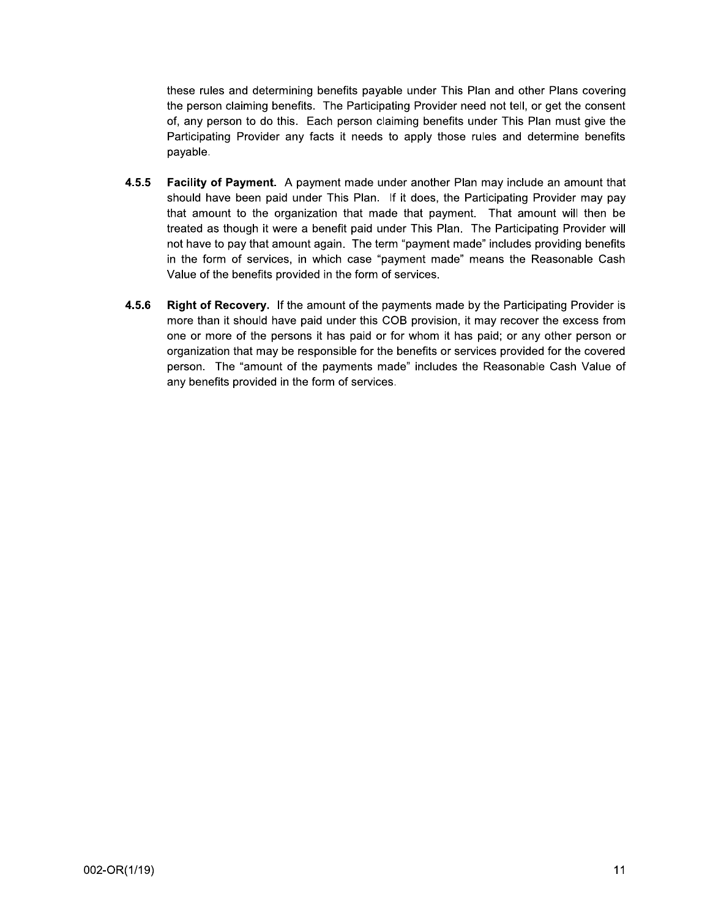these rules and determining benefits payable under This Plan and other Plans covering the person claiming benefits. The Participating Provider need not tell, or get the consent of, any person to do this. Each person claiming benefits under This Plan must give the Participating Provider any facts it needs to apply those rules and determine benefits payable.

**4.5.5 Facility of Payment.** A payment made under another Plan may include an amount that should have been paid under This Plan. If it does, the Participating Provider may pay that amount to the organization that made that payment. That amount will then be treated as though it were a benefit paid under This Plan. The Participating Provider will not have to pay that amount again. The term "payment made" includes providing benefits in the form of services, in which case "payment made" means the Reasonable Cash Value of the benefits provided in the form of services.

**4.5.6 Right of Recovery.** If the amount of the payments made by the Participating Provider is more than it should have paid under this COB provision, it may recover the excess from one or more of the persons it has paid or for whom it has paid; or any other person or organization that may be responsible for the benefits or services provided for the covered person. The "amount of the payments made" includes the Reasonable Cash Value of any benefits provided in the form of services.

002-OR(1/19)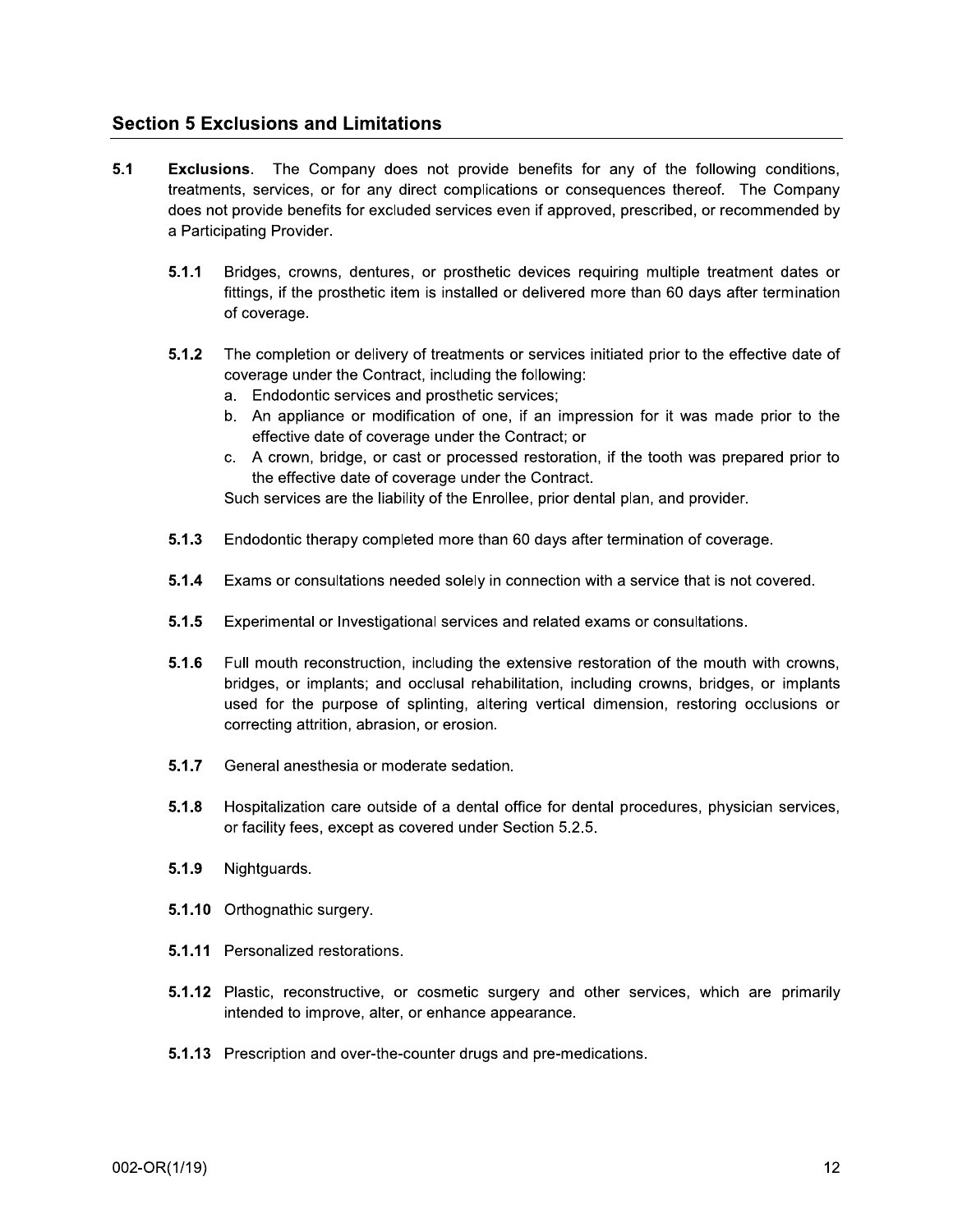## Section 5 Exclusions and Limitations

**5.1 Exclusions.** The Company does not provide benefits for any of the following conditions, treatments, services, or for any direct complications or consequences thereof. The Company does not provide benefits for excluded services even if approved, prescribed, or recommended by a Participating Provider.

**5.1.1** Bridges, crowns, dentures, or prosthetic devices requiring multiple treatment dates or fittings, if the prosthetic item is installed or delivered more than 60 days after termination of coverage.

**5.1.2** The completion or delivery of treatments or services initiated prior to the effective date of coverage under the Contract, including the following:

a. Endodontic services and prosthetic services;
b. An appliance or modification of one, if an impression for it was made prior to the effective date of coverage under the Contract; or
c. A crown, bridge, or cast or processed restoration, if the tooth was prepared prior to the effective date of coverage under the Contract.

Such services are the liability of the Enrollee, prior dental plan, and provider.

**5.1.3** Endodontic therapy completed more than 60 days after termination of coverage.

**5.1.4** Exams or consultations needed solely in connection with a service that is not covered.

**5.1.5** Experimental or Investigational services and related exams or consultations.

**5.1.6** Full mouth reconstruction, including the extensive restoration of the mouth with crowns, bridges, or implants; and occlusal rehabilitation, including crowns, bridges, or implants used for the purpose of splinting, altering vertical dimension, restoring occlusions or correcting attrition, abrasion, or erosion.

**5.1.7** General anesthesia or moderate sedation.

**5.1.8** Hospitalization care outside of a dental office for dental procedures, physician services, or facility fees, except as covered under Section 5.2.5.

**5.1.9** Nightguards.

**5.1.10** Orthognathic surgery.

**5.1.11** Personalized restorations.

**5.1.12** Plastic, reconstructive, or cosmetic surgery and other services, which are primarily intended to improve, alter, or enhance appearance.

**5.1.13** Prescription and over-the-counter drugs and pre-medications.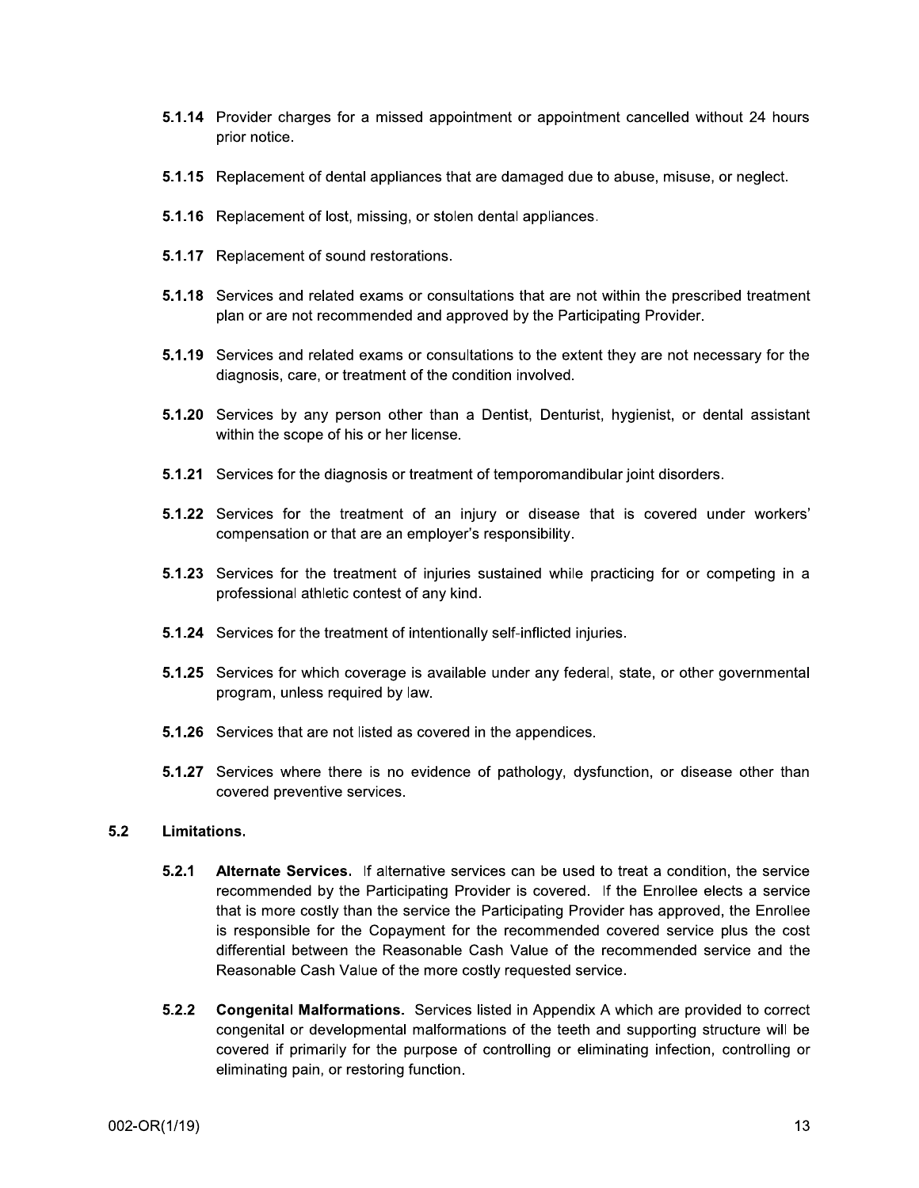**5.1.14** Provider charges for a missed appointment or appointment cancelled without 24 hours prior notice.

**5.1.15** Replacement of dental appliances that are damaged due to abuse, misuse, or neglect.

**5.1.16** Replacement of lost, missing, or stolen dental appliances.

**5.1.17** Replacement of sound restorations.

**5.1.18** Services and related exams or consultations that are not within the prescribed treatment plan or are not recommended and approved by the Participating Provider.

**5.1.19** Services and related exams or consultations to the extent they are not necessary for the diagnosis, care, or treatment of the condition involved.

**5.1.20** Services by any person other than a Dentist, Denturist, hygienist, or dental assistant within the scope of his or her license.

**5.1.21** Services for the diagnosis or treatment of temporomandibular joint disorders.

**5.1.22** Services for the treatment of an injury or disease that is covered under workers' compensation or that are an employer's responsibility.

**5.1.23** Services for the treatment of injuries sustained while practicing for or competing in a professional athletic contest of any kind.

**5.1.24** Services for the treatment of intentionally self-inflicted injuries.

**5.1.25** Services for which coverage is available under any federal, state, or other governmental program, unless required by law.

**5.1.26** Services that are not listed as covered in the appendices.

**5.1.27** Services where there is no evidence of pathology, dysfunction, or disease other than covered preventive services.

## 5.2 Limitations.

**5.2.1 Alternate Services.** If alternative services can be used to treat a condition, the service recommended by the Participating Provider is covered. If the Enrollee elects a service that is more costly than the service the Participating Provider has approved, the Enrollee is responsible for the Copayment for the recommended covered service plus the cost differential between the Reasonable Cash Value of the recommended service and the Reasonable Cash Value of the more costly requested service.

**5.2.2 Congenital Malformations.** Services listed in Appendix A which are provided to correct congenital or developmental malformations of the teeth and supporting structure will be covered if primarily for the purpose of controlling or eliminating infection, controlling or eliminating pain, or restoring function.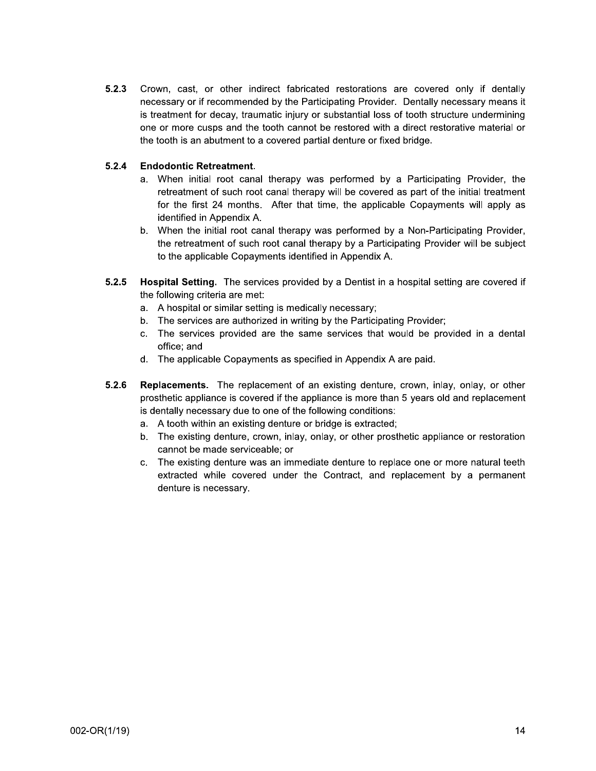**5.2.3** Crown, cast, or other indirect fabricated restorations are covered only if dentally necessary or if recommended by the Participating Provider. Dentally necessary means it is treatment for decay, traumatic injury or substantial loss of tooth structure undermining one or more cusps and the tooth cannot be restored with a direct restorative material or the tooth is an abutment to a covered partial denture or fixed bridge.

**5.2.4 Endodontic Retreatment.**

a. When initial root canal therapy was performed by a Participating Provider, the retreatment of such root canal therapy will be covered as part of the initial treatment for the first 24 months. After that time, the applicable Copayments will apply as identified in Appendix A.

b. When the initial root canal therapy was performed by a Non-Participating Provider, the retreatment of such root canal therapy by a Participating Provider will be subject to the applicable Copayments identified in Appendix A.

**5.2.5 Hospital Setting.** The services provided by a Dentist in a hospital setting are covered if the following criteria are met:

a. A hospital or similar setting is medically necessary;

b. The services are authorized in writing by the Participating Provider;

c. The services provided are the same services that would be provided in a dental office; and

d. The applicable Copayments as specified in Appendix A are paid.

**5.2.6 Replacements.** The replacement of an existing denture, crown, inlay, onlay, or other prosthetic appliance is covered if the appliance is more than 5 years old and replacement is dentally necessary due to one of the following conditions:

a. A tooth within an existing denture or bridge is extracted;

b. The existing denture, crown, inlay, onlay, or other prosthetic appliance or restoration cannot be made serviceable; or

c. The existing denture was an immediate denture to replace one or more natural teeth extracted while covered under the Contract, and replacement by a permanent denture is necessary.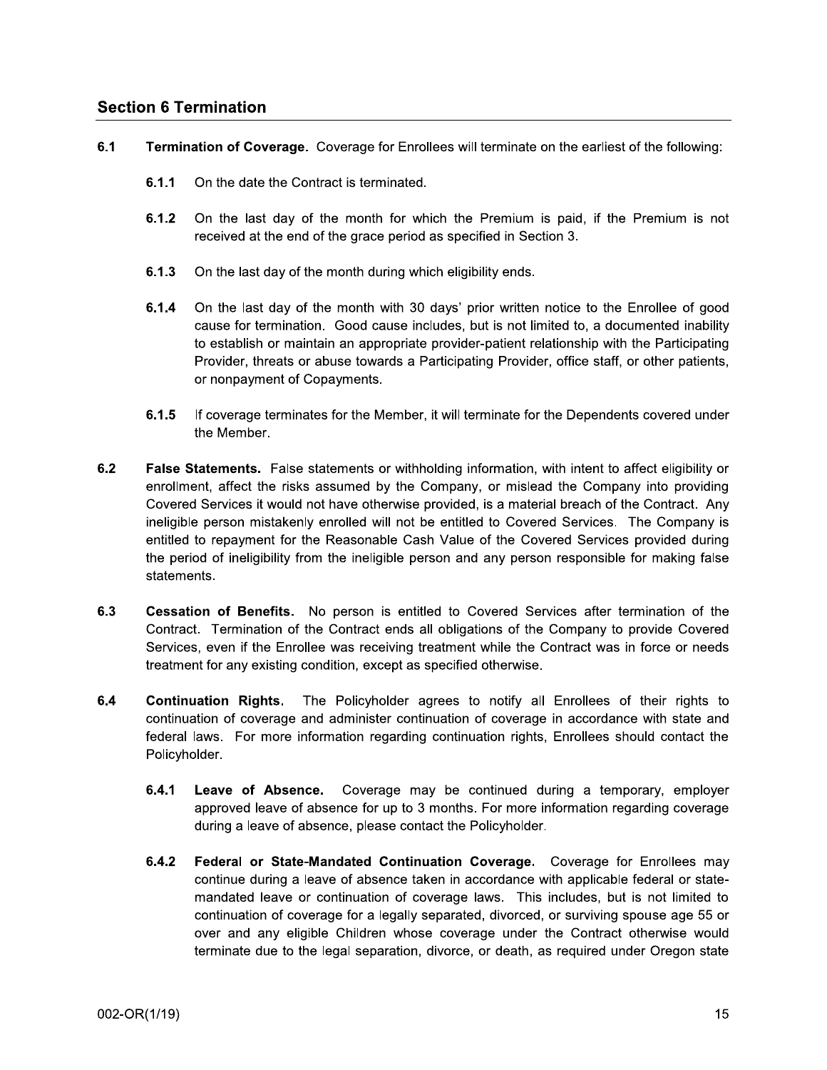## Section 6 Termination

**6.1 Termination of Coverage.** Coverage for Enrollees will terminate on the earliest of the following:

**6.1.1** On the date the Contract is terminated.

**6.1.2** On the last day of the month for which the Premium is paid, if the Premium is not received at the end of the grace period as specified in Section 3.

**6.1.3** On the last day of the month during which eligibility ends.

**6.1.4** On the last day of the month with 30 days' prior written notice to the Enrollee of good cause for termination. Good cause includes, but is not limited to, a documented inability to establish or maintain an appropriate provider-patient relationship with the Participating Provider, threats or abuse towards a Participating Provider, office staff, or other patients, or nonpayment of Copayments.

**6.1.5** If coverage terminates for the Member, it will terminate for the Dependents covered under the Member.

**6.2 False Statements.** False statements or withholding information, with intent to affect eligibility or enrollment, affect the risks assumed by the Company, or mislead the Company into providing Covered Services it would not have otherwise provided, is a material breach of the Contract. Any ineligible person mistakenly enrolled will not be entitled to Covered Services. The Company is entitled to repayment for the Reasonable Cash Value of the Covered Services provided during the period of ineligibility from the ineligible person and any person responsible for making false statements.

**6.3 Cessation of Benefits.** No person is entitled to Covered Services after termination of the Contract. Termination of the Contract ends all obligations of the Company to provide Covered Services, even if the Enrollee was receiving treatment while the Contract was in force or needs treatment for any existing condition, except as specified otherwise.

**6.4 Continuation Rights.** The Policyholder agrees to notify all Enrollees of their rights to continuation of coverage and administer continuation of coverage in accordance with state and federal laws. For more information regarding continuation rights, Enrollees should contact the Policyholder.

**6.4.1 Leave of Absence.** Coverage may be continued during a temporary, employer approved leave of absence for up to 3 months. For more information regarding coverage during a leave of absence, please contact the Policyholder.

**6.4.2 Federal or State-Mandated Continuation Coverage.** Coverage for Enrollees may continue during a leave of absence taken in accordance with applicable federal or state-mandated leave or continuation of coverage laws. This includes, but is not limited to continuation of coverage for a legally separated, divorced, or surviving spouse age 55 or over and any eligible Children whose coverage under the Contract otherwise would terminate due to the legal separation, divorce, or death, as required under Oregon state

002-OR(1/19)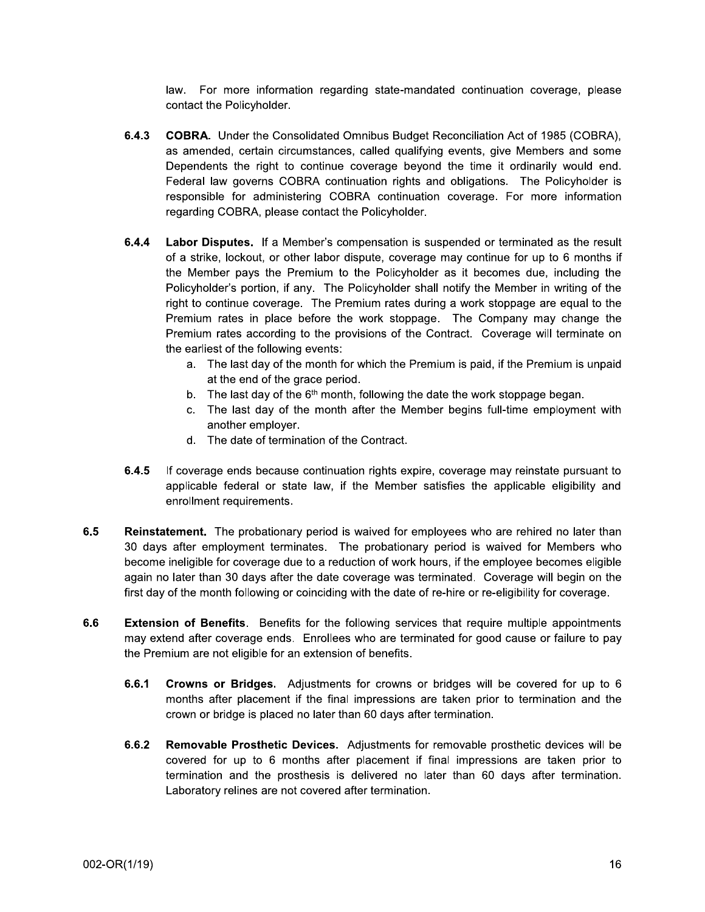law. For more information regarding state-mandated continuation coverage, please contact the Policyholder.

**6.4.3 COBRA.** Under the Consolidated Omnibus Budget Reconciliation Act of 1985 (COBRA), as amended, certain circumstances, called qualifying events, give Members and some Dependents the right to continue coverage beyond the time it ordinarily would end. Federal law governs COBRA continuation rights and obligations. The Policyholder is responsible for administering COBRA continuation coverage. For more information regarding COBRA, please contact the Policyholder.

**6.4.4 Labor Disputes.** If a Member's compensation is suspended or terminated as the result of a strike, lockout, or other labor dispute, coverage may continue for up to 6 months if the Member pays the Premium to the Policyholder as it becomes due, including the Policyholder's portion, if any. The Policyholder shall notify the Member in writing of the right to continue coverage. The Premium rates during a work stoppage are equal to the Premium rates in place before the work stoppage. The Company may change the Premium rates according to the provisions of the Contract. Coverage will terminate on the earliest of the following events:

a. The last day of the month for which the Premium is paid, if the Premium is unpaid at the end of the grace period.
b. The last day of the 6th month, following the date the work stoppage began.
c. The last day of the month after the Member begins full-time employment with another employer.
d. The date of termination of the Contract.

**6.4.5** If coverage ends because continuation rights expire, coverage may reinstate pursuant to applicable federal or state law, if the Member satisfies the applicable eligibility and enrollment requirements.

**6.5 Reinstatement.** The probationary period is waived for employees who are rehired no later than 30 days after employment terminates. The probationary period is waived for Members who become ineligible for coverage due to a reduction of work hours, if the employee becomes eligible again no later than 30 days after the date coverage was terminated. Coverage will begin on the first day of the month following or coinciding with the date of re-hire or re-eligibility for coverage.

**6.6 Extension of Benefits.** Benefits for the following services that require multiple appointments may extend after coverage ends. Enrollees who are terminated for good cause or failure to pay the Premium are not eligible for an extension of benefits.

**6.6.1 Crowns or Bridges.** Adjustments for crowns or bridges will be covered for up to 6 months after placement if the final impressions are taken prior to termination and the crown or bridge is placed no later than 60 days after termination.

**6.6.2 Removable Prosthetic Devices.** Adjustments for removable prosthetic devices will be covered for up to 6 months after placement if final impressions are taken prior to termination and the prosthesis is delivered no later than 60 days after termination. Laboratory relines are not covered after termination.

002-OR(1/19)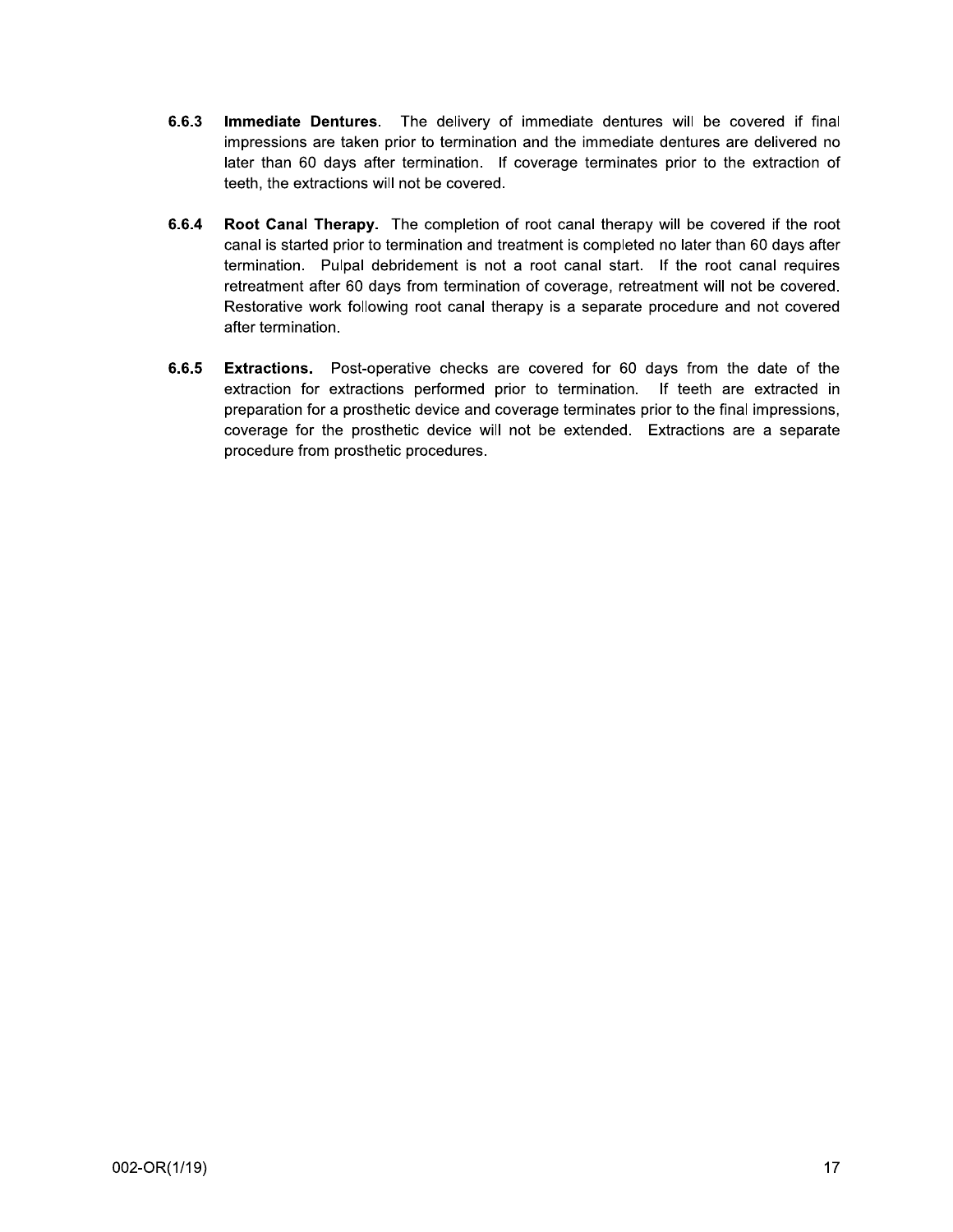**6.6.3 Immediate Dentures.** The delivery of immediate dentures will be covered if final impressions are taken prior to termination and the immediate dentures are delivered no later than 60 days after termination. If coverage terminates prior to the extraction of teeth, the extractions will not be covered.

**6.6.4 Root Canal Therapy.** The completion of root canal therapy will be covered if the root canal is started prior to termination and treatment is completed no later than 60 days after termination. Pulpal debridement is not a root canal start. If the root canal requires retreatment after 60 days from termination of coverage, retreatment will not be covered. Restorative work following root canal therapy is a separate procedure and not covered after termination.

**6.6.5 Extractions.** Post-operative checks are covered for 60 days from the date of the extraction for extractions performed prior to termination. If teeth are extracted in preparation for a prosthetic device and coverage terminates prior to the final impressions, coverage for the prosthetic device will not be extended. Extractions are a separate procedure from prosthetic procedures.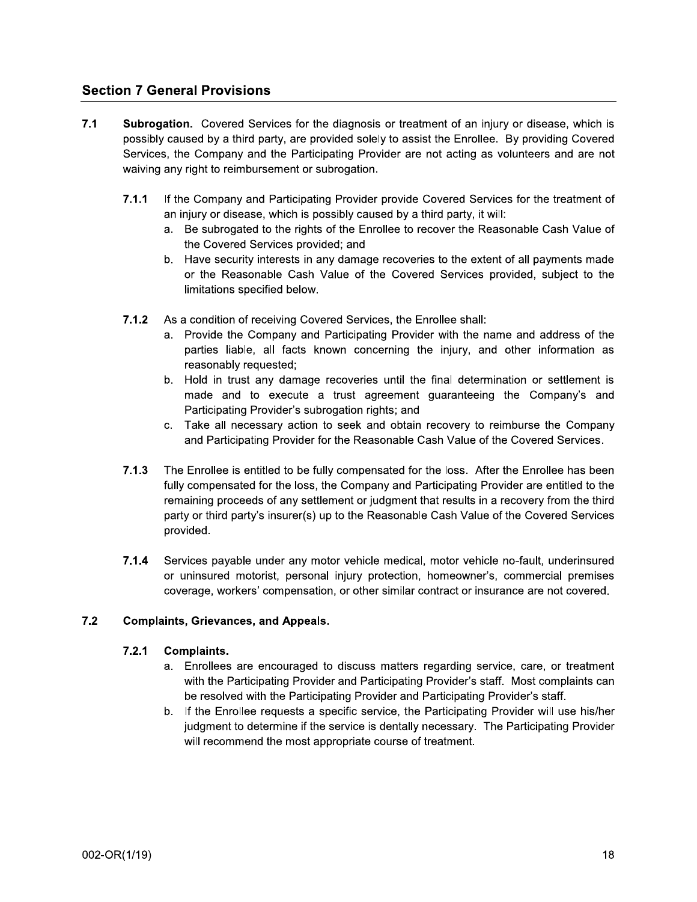## Section 7 General Provisions

**7.1 Subrogation.** Covered Services for the diagnosis or treatment of an injury or disease, which is possibly caused by a third party, are provided solely to assist the Enrollee. By providing Covered Services, the Company and the Participating Provider are not acting as volunteers and are not waiving any right to reimbursement or subrogation.

**7.1.1** If the Company and Participating Provider provide Covered Services for the treatment of an injury or disease, which is possibly caused by a third party, it will:

a. Be subrogated to the rights of the Enrollee to recover the Reasonable Cash Value of the Covered Services provided; and

b. Have security interests in any damage recoveries to the extent of all payments made or the Reasonable Cash Value of the Covered Services provided, subject to the limitations specified below.

**7.1.2** As a condition of receiving Covered Services, the Enrollee shall:

a. Provide the Company and Participating Provider with the name and address of the parties liable, all facts known concerning the injury, and other information as reasonably requested;

b. Hold in trust any damage recoveries until the final determination or settlement is made and to execute a trust agreement guaranteeing the Company's and Participating Provider's subrogation rights; and

c. Take all necessary action to seek and obtain recovery to reimburse the Company and Participating Provider for the Reasonable Cash Value of the Covered Services.

**7.1.3** The Enrollee is entitled to be fully compensated for the loss. After the Enrollee has been fully compensated for the loss, the Company and Participating Provider are entitled to the remaining proceeds of any settlement or judgment that results in a recovery from the third party or third party's insurer(s) up to the Reasonable Cash Value of the Covered Services provided.

**7.1.4** Services payable under any motor vehicle medical, motor vehicle no-fault, underinsured or uninsured motorist, personal injury protection, homeowner's, commercial premises coverage, workers' compensation, or other similar contract or insurance are not covered.

**7.2 Complaints, Grievances, and Appeals.**

**7.2.1 Complaints.**

a. Enrollees are encouraged to discuss matters regarding service, care, or treatment with the Participating Provider and Participating Provider's staff. Most complaints can be resolved with the Participating Provider and Participating Provider's staff.

b. If the Enrollee requests a specific service, the Participating Provider will use his/her judgment to determine if the service is dentally necessary. The Participating Provider will recommend the most appropriate course of treatment.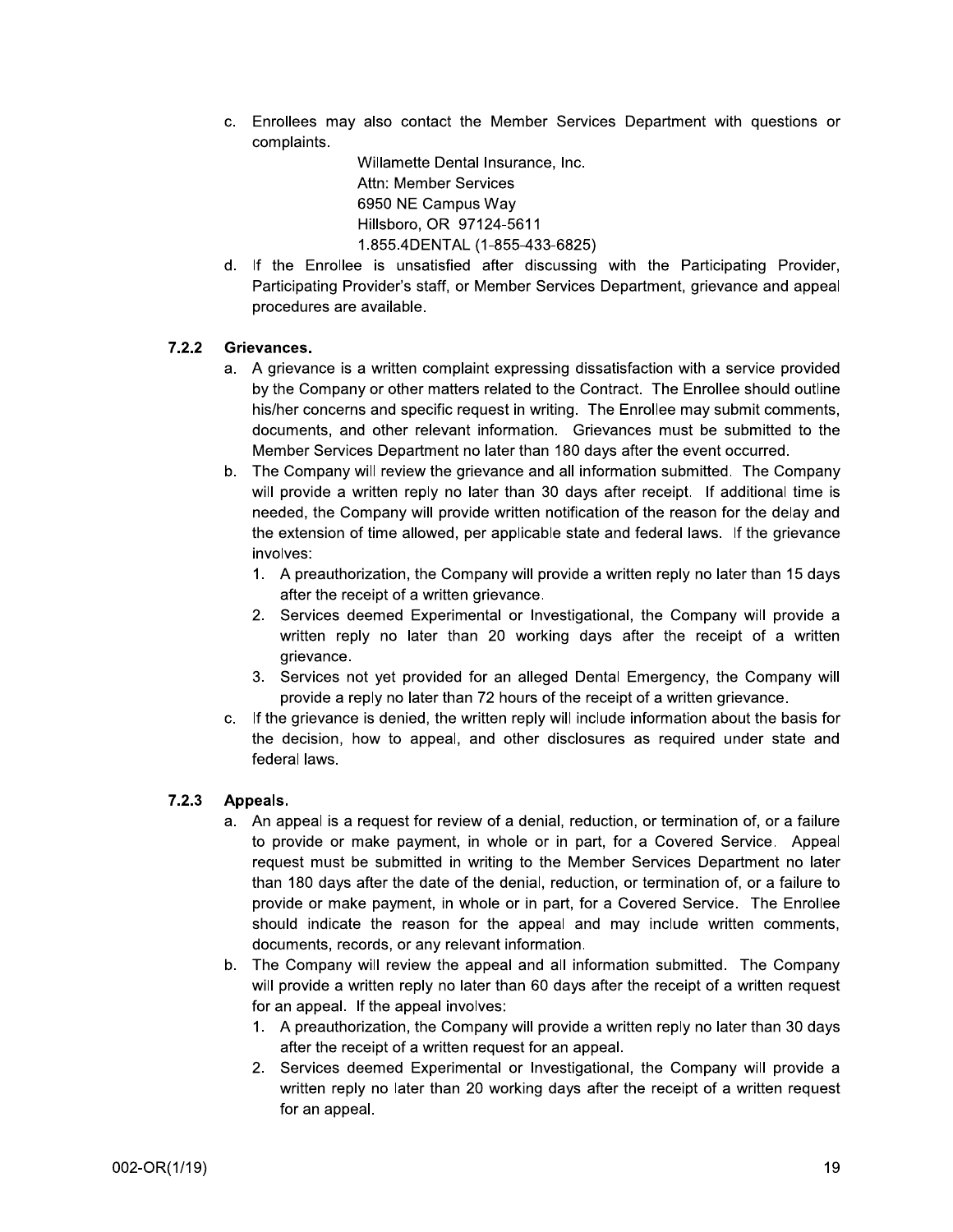c. Enrollees may also contact the Member Services Department with questions or complaints.

   Willamette Dental Insurance, Inc.
   Attn: Member Services
   6950 NE Campus Way
   Hillsboro, OR 97124-5611
   1.855.4DENTAL (1-855-433-6825)

d. If the Enrollee is unsatisfied after discussing with the Participating Provider, Participating Provider's staff, or Member Services Department, grievance and appeal procedures are available.

### 7.2.2 Grievances.

a. A grievance is a written complaint expressing dissatisfaction with a service provided by the Company or other matters related to the Contract. The Enrollee should outline his/her concerns and specific request in writing. The Enrollee may submit comments, documents, and other relevant information. Grievances must be submitted to the Member Services Department no later than 180 days after the event occurred.
b. The Company will review the grievance and all information submitted. The Company will provide a written reply no later than 30 days after receipt. If additional time is needed, the Company will provide written notification of the reason for the delay and the extension of time allowed, per applicable state and federal laws. If the grievance involves:
   1. A preauthorization, the Company will provide a written reply no later than 15 days after the receipt of a written grievance.
   2. Services deemed Experimental or Investigational, the Company will provide a written reply no later than 20 working days after the receipt of a written grievance.
   3. Services not yet provided for an alleged Dental Emergency, the Company will provide a reply no later than 72 hours of the receipt of a written grievance.
c. If the grievance is denied, the written reply will include information about the basis for the decision, how to appeal, and other disclosures as required under state and federal laws.

### 7.2.3 Appeals.

a. An appeal is a request for review of a denial, reduction, or termination of, or a failure to provide or make payment, in whole or in part, for a Covered Service. Appeal request must be submitted in writing to the Member Services Department no later than 180 days after the date of the denial, reduction, or termination of, or a failure to provide or make payment, in whole or in part, for a Covered Service. The Enrollee should indicate the reason for the appeal and may include written comments, documents, records, or any relevant information.
b. The Company will review the appeal and all information submitted. The Company will provide a written reply no later than 60 days after the receipt of a written request for an appeal. If the appeal involves:
   1. A preauthorization, the Company will provide a written reply no later than 30 days after the receipt of a written request for an appeal.
   2. Services deemed Experimental or Investigational, the Company will provide a written reply no later than 20 working days after the receipt of a written request for an appeal.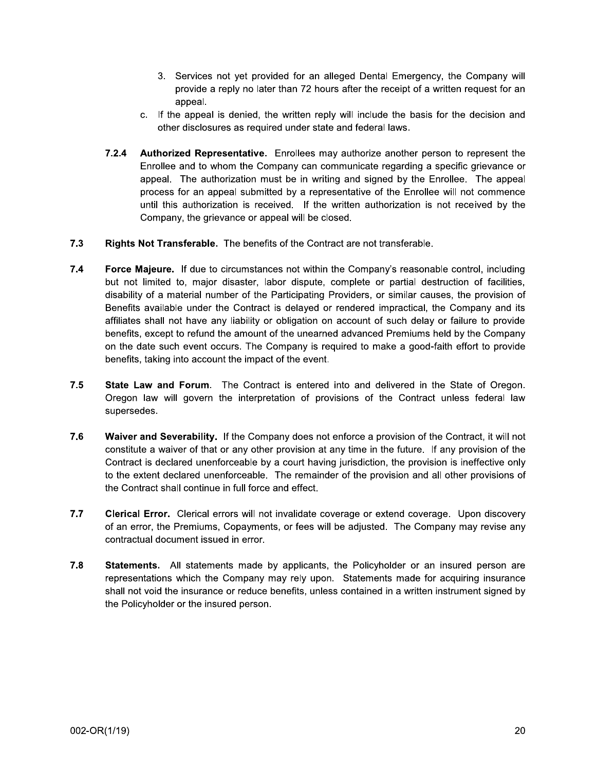3. Services not yet provided for an alleged Dental Emergency, the Company will provide a reply no later than 72 hours after the receipt of a written request for an appeal.

c. If the appeal is denied, the written reply will include the basis for the decision and other disclosures as required under state and federal laws.

**7.2.4 Authorized Representative.** Enrollees may authorize another person to represent the Enrollee and to whom the Company can communicate regarding a specific grievance or appeal. The authorization must be in writing and signed by the Enrollee. The appeal process for an appeal submitted by a representative of the Enrollee will not commence until this authorization is received. If the written authorization is not received by the Company, the grievance or appeal will be closed.

**7.3 Rights Not Transferable.** The benefits of the Contract are not transferable.

**7.4 Force Majeure.** If due to circumstances not within the Company's reasonable control, including but not limited to, major disaster, labor dispute, complete or partial destruction of facilities, disability of a material number of the Participating Providers, or similar causes, the provision of Benefits available under the Contract is delayed or rendered impractical, the Company and its affiliates shall not have any liability or obligation on account of such delay or failure to provide benefits, except to refund the amount of the unearned advanced Premiums held by the Company on the date such event occurs. The Company is required to make a good-faith effort to provide benefits, taking into account the impact of the event.

**7.5 State Law and Forum.** The Contract is entered into and delivered in the State of Oregon. Oregon law will govern the interpretation of provisions of the Contract unless federal law supersedes.

**7.6 Waiver and Severability.** If the Company does not enforce a provision of the Contract, it will not constitute a waiver of that or any other provision at any time in the future. If any provision of the Contract is declared unenforceable by a court having jurisdiction, the provision is ineffective only to the extent declared unenforceable. The remainder of the provision and all other provisions of the Contract shall continue in full force and effect.

**7.7 Clerical Error.** Clerical errors will not invalidate coverage or extend coverage. Upon discovery of an error, the Premiums, Copayments, or fees will be adjusted. The Company may revise any contractual document issued in error.

**7.8 Statements.** All statements made by applicants, the Policyholder or an insured person are representations which the Company may rely upon. Statements made for acquiring insurance shall not void the insurance or reduce benefits, unless contained in a written instrument signed by the Policyholder or the insured person.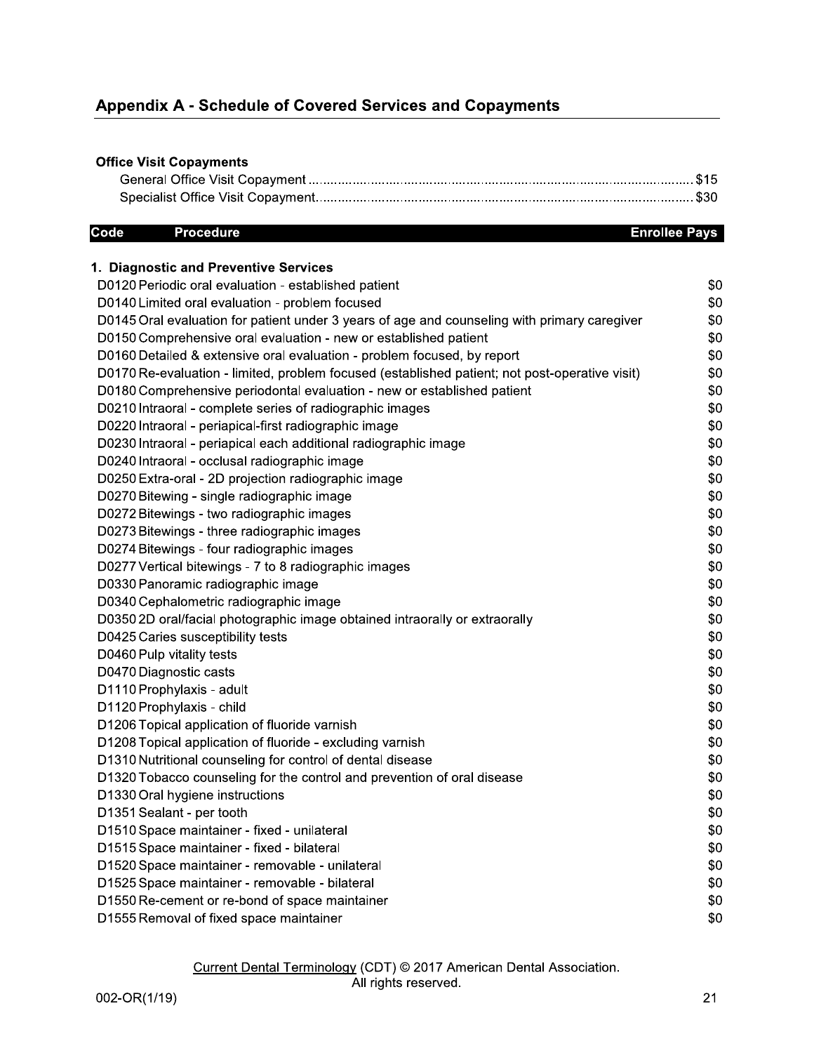## Appendix A - Schedule of Covered Services and Copayments

**Office Visit Copayments**

General Office Visit Copayment ..................................................... $15
Specialist Office Visit Copayment.................................................... $30

| Code | Procedure | Enrollee Pays |
|---|---|---|
| **1. Diagnostic and Preventive Services** | | |
| D0120 | Periodic oral evaluation - established patient | $0 |
| D0140 | Limited oral evaluation - problem focused | $0 |
| D0145 | Oral evaluation for patient under 3 years of age and counseling with primary caregiver | $0 |
| D0150 | Comprehensive oral evaluation - new or established patient | $0 |
| D0160 | Detailed & extensive oral evaluation - problem focused, by report | $0 |
| D0170 | Re-evaluation - limited, problem focused (established patient; not post-operative visit) | $0 |
| D0180 | Comprehensive periodontal evaluation - new or established patient | $0 |
| D0210 | Intraoral - complete series of radiographic images | $0 |
| D0220 | Intraoral - periapical-first radiographic image | $0 |
| D0230 | Intraoral - periapical each additional radiographic image | $0 |
| D0240 | Intraoral - occlusal radiographic image | $0 |
| D0250 | Extra-oral - 2D projection radiographic image | $0 |
| D0270 | Bitewing - single radiographic image | $0 |
| D0272 | Bitewings - two radiographic images | $0 |
| D0273 | Bitewings - three radiographic images | $0 |
| D0274 | Bitewings - four radiographic images | $0 |
| D0277 | Vertical bitewings - 7 to 8 radiographic images | $0 |
| D0330 | Panoramic radiographic image | $0 |
| D0340 | Cephalometric radiographic image | $0 |
| D0350 | 2D oral/facial photographic image obtained intraorally or extraorally | $0 |
| D0425 | Caries susceptibility tests | $0 |
| D0460 | Pulp vitality tests | $0 |
| D0470 | Diagnostic casts | $0 |
| D1110 | Prophylaxis - adult | $0 |
| D1120 | Prophylaxis - child | $0 |
| D1206 | Topical application of fluoride varnish | $0 |
| D1208 | Topical application of fluoride - excluding varnish | $0 |
| D1310 | Nutritional counseling for control of dental disease | $0 |
| D1320 | Tobacco counseling for the control and prevention of oral disease | $0 |
| D1330 | Oral hygiene instructions | $0 |
| D1351 | Sealant - per tooth | $0 |
| D1510 | Space maintainer - fixed - unilateral | $0 |
| D1515 | Space maintainer - fixed - bilateral | $0 |
| D1520 | Space maintainer - removable - unilateral | $0 |
| D1525 | Space maintainer - removable - bilateral | $0 |
| D1550 | Re-cement or re-bond of space maintainer | $0 |
| D1555 | Removal of fixed space maintainer | $0 |

Current Dental Terminology (CDT) © 2017 American Dental Association.
All rights reserved.

002-OR(1/19)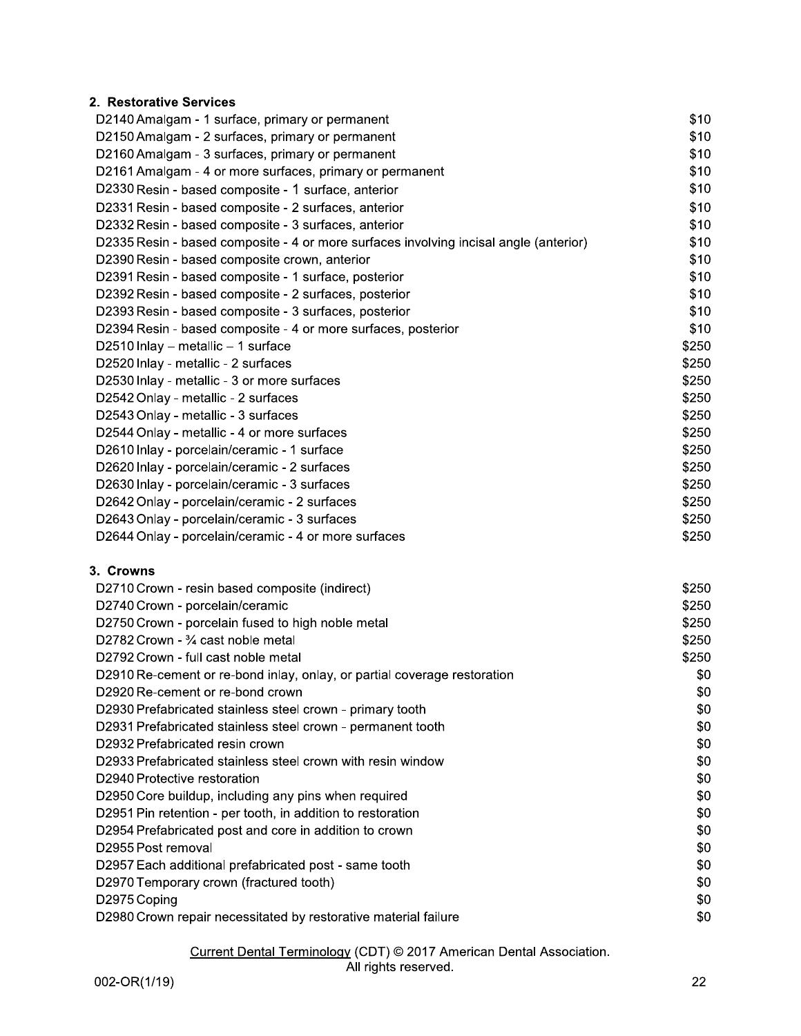### 2. Restorative Services

| | |
|---|---|
| D2140 Amalgam - 1 surface, primary or permanent | $10 |
| D2150 Amalgam - 2 surfaces, primary or permanent | $10 |
| D2160 Amalgam - 3 surfaces, primary or permanent | $10 |
| D2161 Amalgam - 4 or more surfaces, primary or permanent | $10 |
| D2330 Resin - based composite - 1 surface, anterior | $10 |
| D2331 Resin - based composite - 2 surfaces, anterior | $10 |
| D2332 Resin - based composite - 3 surfaces, anterior | $10 |
| D2335 Resin - based composite - 4 or more surfaces involving incisal angle (anterior) | $10 |
| D2390 Resin - based composite crown, anterior | $10 |
| D2391 Resin - based composite - 1 surface, posterior | $10 |
| D2392 Resin - based composite - 2 surfaces, posterior | $10 |
| D2393 Resin - based composite - 3 surfaces, posterior | $10 |
| D2394 Resin - based composite - 4 or more surfaces, posterior | $10 |
| D2510 Inlay – metallic – 1 surface | $250 |
| D2520 Inlay - metallic - 2 surfaces | $250 |
| D2530 Inlay - metallic - 3 or more surfaces | $250 |
| D2542 Onlay - metallic - 2 surfaces | $250 |
| D2543 Onlay - metallic - 3 surfaces | $250 |
| D2544 Onlay - metallic - 4 or more surfaces | $250 |
| D2610 Inlay - porcelain/ceramic - 1 surface | $250 |
| D2620 Inlay - porcelain/ceramic - 2 surfaces | $250 |
| D2630 Inlay - porcelain/ceramic - 3 surfaces | $250 |
| D2642 Onlay - porcelain/ceramic - 2 surfaces | $250 |
| D2643 Onlay - porcelain/ceramic - 3 surfaces | $250 |
| D2644 Onlay - porcelain/ceramic - 4 or more surfaces | $250 |

### 3. Crowns

| | |
|---|---|
| D2710 Crown - resin based composite (indirect) | $250 |
| D2740 Crown - porcelain/ceramic | $250 |
| D2750 Crown - porcelain fused to high noble metal | $250 |
| D2782 Crown - ¾ cast noble metal | $250 |
| D2792 Crown - full cast noble metal | $250 |
| D2910 Re-cement or re-bond inlay, onlay, or partial coverage restoration | $0 |
| D2920 Re-cement or re-bond crown | $0 |
| D2930 Prefabricated stainless steel crown - primary tooth | $0 |
| D2931 Prefabricated stainless steel crown - permanent tooth | $0 |
| D2932 Prefabricated resin crown | $0 |
| D2933 Prefabricated stainless steel crown with resin window | $0 |
| D2940 Protective restoration | $0 |
| D2950 Core buildup, including any pins when required | $0 |
| D2951 Pin retention - per tooth, in addition to restoration | $0 |
| D2954 Prefabricated post and core in addition to crown | $0 |
| D2955 Post removal | $0 |
| D2957 Each additional prefabricated post - same tooth | $0 |
| D2970 Temporary crown (fractured tooth) | $0 |
| D2975 Coping | $0 |
| D2980 Crown repair necessitated by restorative material failure | $0 |

Current Dental Terminology (CDT) © 2017 American Dental Association. All rights reserved.

002-OR(1/19)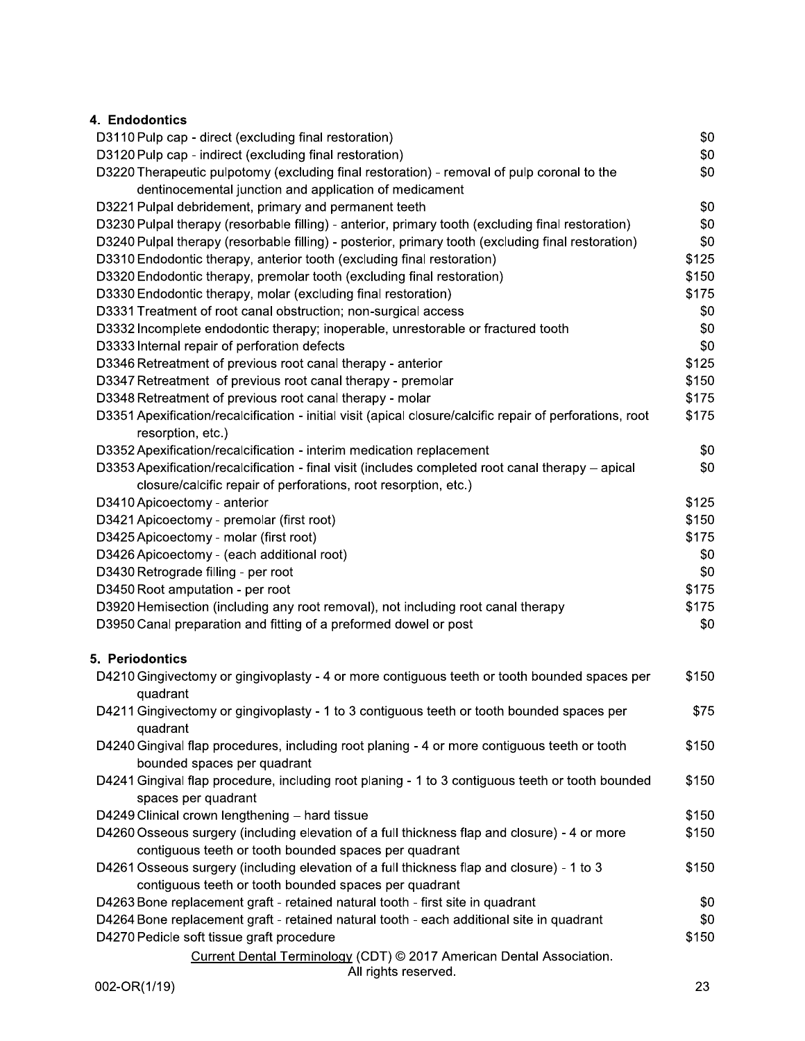### 4. Endodontics

| Code | Description | Copayment |
|---|---|---|
| D3110 | Pulp cap - direct (excluding final restoration) | $0 |
| D3120 | Pulp cap - indirect (excluding final restoration) | $0 |
| D3220 | Therapeutic pulpotomy (excluding final restoration) - removal of pulp coronal to the dentinocemental junction and application of medicament | $0 |
| D3221 | Pulpal debridement, primary and permanent teeth | $0 |
| D3230 | Pulpal therapy (resorbable filling) - anterior, primary tooth (excluding final restoration) | $0 |
| D3240 | Pulpal therapy (resorbable filling) - posterior, primary tooth (excluding final restoration) | $0 |
| D3310 | Endodontic therapy, anterior tooth (excluding final restoration) | $125 |
| D3320 | Endodontic therapy, premolar tooth (excluding final restoration) | $150 |
| D3330 | Endodontic therapy, molar (excluding final restoration) | $175 |
| D3331 | Treatment of root canal obstruction; non-surgical access | $0 |
| D3332 | Incomplete endodontic therapy; inoperable, unrestorable or fractured tooth | $0 |
| D3333 | Internal repair of perforation defects | $0 |
| D3346 | Retreatment of previous root canal therapy - anterior | $125 |
| D3347 | Retreatment of previous root canal therapy - premolar | $150 |
| D3348 | Retreatment of previous root canal therapy - molar | $175 |
| D3351 | Apexification/recalcification - initial visit (apical closure/calcific repair of perforations, root resorption, etc.) | $175 |
| D3352 | Apexification/recalcification - interim medication replacement | $0 |
| D3353 | Apexification/recalcification - final visit (includes completed root canal therapy – apical closure/calcific repair of perforations, root resorption, etc.) | $0 |
| D3410 | Apicoectomy - anterior | $125 |
| D3421 | Apicoectomy - premolar (first root) | $150 |
| D3425 | Apicoectomy - molar (first root) | $175 |
| D3426 | Apicoectomy - (each additional root) | $0 |
| D3430 | Retrograde filling - per root | $0 |
| D3450 | Root amputation - per root | $175 |
| D3920 | Hemisection (including any root removal), not including root canal therapy | $175 |
| D3950 | Canal preparation and fitting of a preformed dowel or post | $0 |

### 5. Periodontics

| Code | Description | Copayment |
|---|---|---|
| D4210 | Gingivectomy or gingivoplasty - 4 or more contiguous teeth or tooth bounded spaces per quadrant | $150 |
| D4211 | Gingivectomy or gingivoplasty - 1 to 3 contiguous teeth or tooth bounded spaces per quadrant | $75 |
| D4240 | Gingival flap procedures, including root planing - 4 or more contiguous teeth or tooth bounded spaces per quadrant | $150 |
| D4241 | Gingival flap procedure, including root planing - 1 to 3 contiguous teeth or tooth bounded spaces per quadrant | $150 |
| D4249 | Clinical crown lengthening – hard tissue | $150 |
| D4260 | Osseous surgery (including elevation of a full thickness flap and closure) - 4 or more contiguous teeth or tooth bounded spaces per quadrant | $150 |
| D4261 | Osseous surgery (including elevation of a full thickness flap and closure) - 1 to 3 contiguous teeth or tooth bounded spaces per quadrant | $150 |
| D4263 | Bone replacement graft - retained natural tooth - first site in quadrant | $0 |
| D4264 | Bone replacement graft - retained natural tooth - each additional site in quadrant | $0 |
| D4270 | Pedicle soft tissue graft procedure | $150 |

Current Dental Terminology (CDT) © 2017 American Dental Association. All rights reserved.

002-OR(1/19)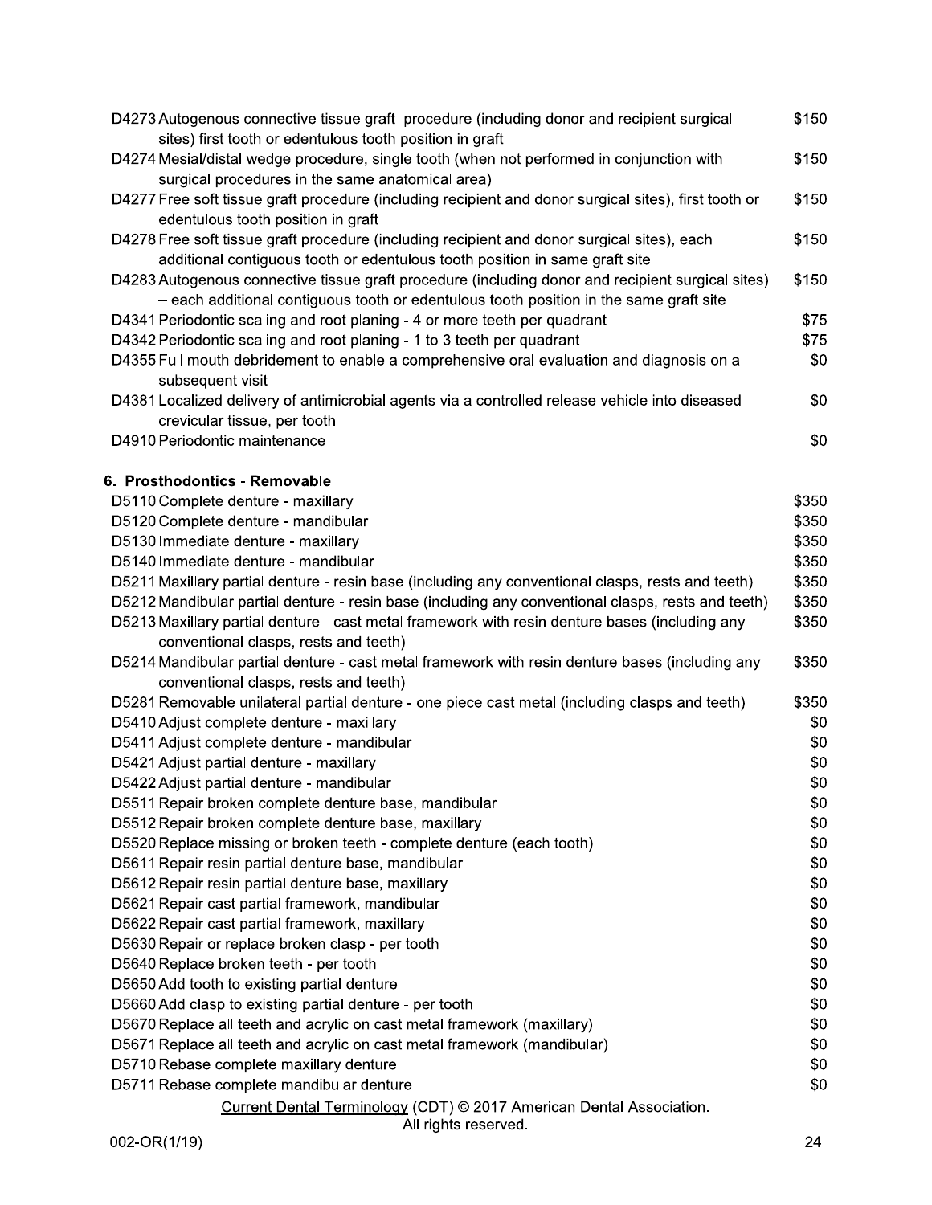| | |
|---|---|
| D4273 Autogenous connective tissue graft procedure (including donor and recipient surgical sites) first tooth or edentulous tooth position in graft | $150 |
| D4274 Mesial/distal wedge procedure, single tooth (when not performed in conjunction with surgical procedures in the same anatomical area) | $150 |
| D4277 Free soft tissue graft procedure (including recipient and donor surgical sites), first tooth or edentulous tooth position in graft | $150 |
| D4278 Free soft tissue graft procedure (including recipient and donor surgical sites), each additional contiguous tooth or edentulous tooth position in same graft site | $150 |
| D4283 Autogenous connective tissue graft procedure (including donor and recipient surgical sites) – each additional contiguous tooth or edentulous tooth position in the same graft site | $150 |
| D4341 Periodontic scaling and root planing - 4 or more teeth per quadrant | $75 |
| D4342 Periodontic scaling and root planing - 1 to 3 teeth per quadrant | $75 |
| D4355 Full mouth debridement to enable a comprehensive oral evaluation and diagnosis on a subsequent visit | $0 |
| D4381 Localized delivery of antimicrobial agents via a controlled release vehicle into diseased crevicular tissue, per tooth | $0 |
| D4910 Periodontic maintenance | $0 |

**6. Prosthodontics - Removable**

| | |
|---|---|
| D5110 Complete denture - maxillary | $350 |
| D5120 Complete denture - mandibular | $350 |
| D5130 Immediate denture - maxillary | $350 |
| D5140 Immediate denture - mandibular | $350 |
| D5211 Maxillary partial denture - resin base (including any conventional clasps, rests and teeth) | $350 |
| D5212 Mandibular partial denture - resin base (including any conventional clasps, rests and teeth) | $350 |
| D5213 Maxillary partial denture - cast metal framework with resin denture bases (including any conventional clasps, rests and teeth) | $350 |
| D5214 Mandibular partial denture - cast metal framework with resin denture bases (including any conventional clasps, rests and teeth) | $350 |
| D5281 Removable unilateral partial denture - one piece cast metal (including clasps and teeth) | $350 |
| D5410 Adjust complete denture - maxillary | $0 |
| D5411 Adjust complete denture - mandibular | $0 |
| D5421 Adjust partial denture - maxillary | $0 |
| D5422 Adjust partial denture - mandibular | $0 |
| D5511 Repair broken complete denture base, mandibular | $0 |
| D5512 Repair broken complete denture base, maxillary | $0 |
| D5520 Replace missing or broken teeth - complete denture (each tooth) | $0 |
| D5611 Repair resin partial denture base, mandibular | $0 |
| D5612 Repair resin partial denture base, maxillary | $0 |
| D5621 Repair cast partial framework, mandibular | $0 |
| D5622 Repair cast partial framework, maxillary | $0 |
| D5630 Repair or replace broken clasp - per tooth | $0 |
| D5640 Replace broken teeth - per tooth | $0 |
| D5650 Add tooth to existing partial denture | $0 |
| D5660 Add clasp to existing partial denture - per tooth | $0 |
| D5670 Replace all teeth and acrylic on cast metal framework (maxillary) | $0 |
| D5671 Replace all teeth and acrylic on cast metal framework (mandibular) | $0 |
| D5710 Rebase complete maxillary denture | $0 |
| D5711 Rebase complete mandibular denture | $0 |

Current Dental Terminology (CDT) © 2017 American Dental Association.
All rights reserved.

002-OR(1/19)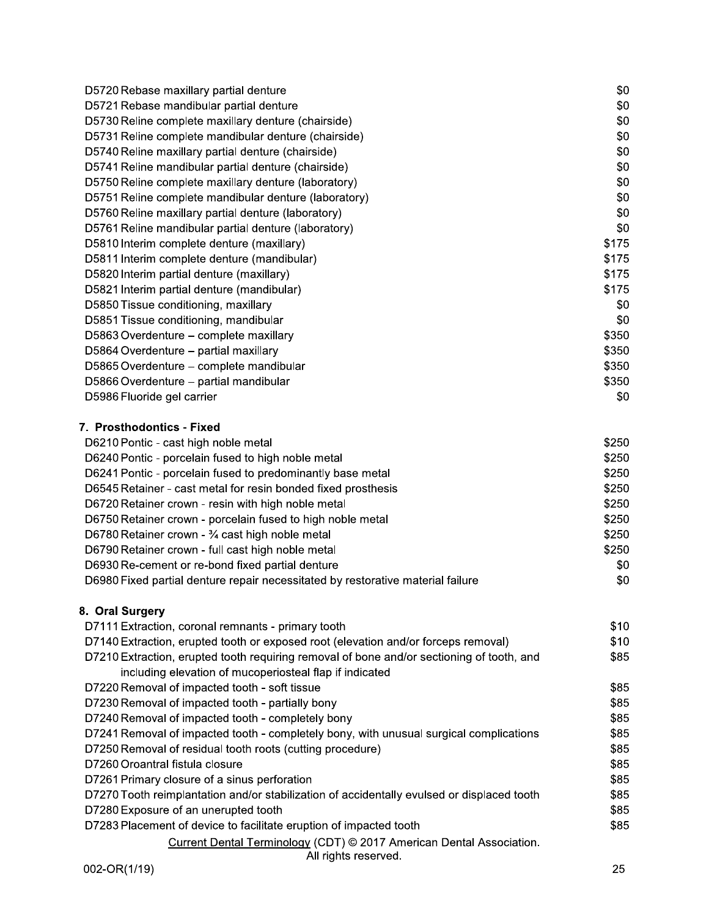| | |
|---|---|
| D5720 Rebase maxillary partial denture | $0 |
| D5721 Rebase mandibular partial denture | $0 |
| D5730 Reline complete maxillary denture (chairside) | $0 |
| D5731 Reline complete mandibular denture (chairside) | $0 |
| D5740 Reline maxillary partial denture (chairside) | $0 |
| D5741 Reline mandibular partial denture (chairside) | $0 |
| D5750 Reline complete maxillary denture (laboratory) | $0 |
| D5751 Reline complete mandibular denture (laboratory) | $0 |
| D5760 Reline maxillary partial denture (laboratory) | $0 |
| D5761 Reline mandibular partial denture (laboratory) | $0 |
| D5810 Interim complete denture (maxillary) | $175 |
| D5811 Interim complete denture (mandibular) | $175 |
| D5820 Interim partial denture (maxillary) | $175 |
| D5821 Interim partial denture (mandibular) | $175 |
| D5850 Tissue conditioning, maxillary | $0 |
| D5851 Tissue conditioning, mandibular | $0 |
| D5863 Overdenture – complete maxillary | $350 |
| D5864 Overdenture – partial maxillary | $350 |
| D5865 Overdenture – complete mandibular | $350 |
| D5866 Overdenture – partial mandibular | $350 |
| D5986 Fluoride gel carrier | $0 |

## 7. Prosthodontics - Fixed

| | |
|---|---|
| D6210 Pontic - cast high noble metal | $250 |
| D6240 Pontic - porcelain fused to high noble metal | $250 |
| D6241 Pontic - porcelain fused to predominantly base metal | $250 |
| D6545 Retainer - cast metal for resin bonded fixed prosthesis | $250 |
| D6720 Retainer crown - resin with high noble metal | $250 |
| D6750 Retainer crown - porcelain fused to high noble metal | $250 |
| D6780 Retainer crown - ¾ cast high noble metal | $250 |
| D6790 Retainer crown - full cast high noble metal | $250 |
| D6930 Re-cement or re-bond fixed partial denture | $0 |
| D6980 Fixed partial denture repair necessitated by restorative material failure | $0 |

## 8. Oral Surgery

| | |
|---|---|
| D7111 Extraction, coronal remnants - primary tooth | $10 |
| D7140 Extraction, erupted tooth or exposed root (elevation and/or forceps removal) | $10 |
| D7210 Extraction, erupted tooth requiring removal of bone and/or sectioning of tooth, and including elevation of mucoperiosteal flap if indicated | $85 |
| D7220 Removal of impacted tooth - soft tissue | $85 |
| D7230 Removal of impacted tooth - partially bony | $85 |
| D7240 Removal of impacted tooth - completely bony | $85 |
| D7241 Removal of impacted tooth - completely bony, with unusual surgical complications | $85 |
| D7250 Removal of residual tooth roots (cutting procedure) | $85 |
| D7260 Oroantral fistula closure | $85 |
| D7261 Primary closure of a sinus perforation | $85 |
| D7270 Tooth reimplantation and/or stabilization of accidentally evulsed or displaced tooth | $85 |
| D7280 Exposure of an unerupted tooth | $85 |
| D7283 Placement of device to facilitate eruption of impacted tooth | $85 |

Current Dental Terminology (CDT) © 2017 American Dental Association. All rights reserved.

002-OR(1/19)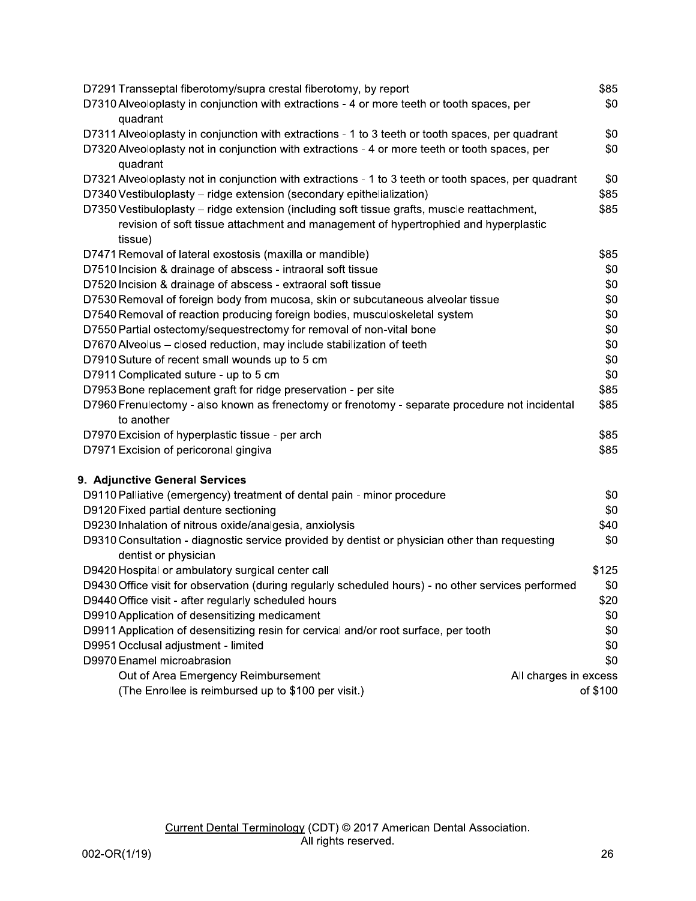| Code | Procedure | Copayment |
|---|---|---|
| D7291 | Transseptal fiberotomy/supra crestal fiberotomy, by report | $85 |
| D7310 | Alveoloplasty in conjunction with extractions - 4 or more teeth or tooth spaces, per quadrant | $0 |
| D7311 | Alveoloplasty in conjunction with extractions - 1 to 3 teeth or tooth spaces, per quadrant | $0 |
| D7320 | Alveoloplasty not in conjunction with extractions - 4 or more teeth or tooth spaces, per quadrant | $0 |
| D7321 | Alveoloplasty not in conjunction with extractions - 1 to 3 teeth or tooth spaces, per quadrant | $0 |
| D7340 | Vestibuloplasty – ridge extension (secondary epithelialization) | $85 |
| D7350 | Vestibuloplasty – ridge extension (including soft tissue grafts, muscle reattachment, revision of soft tissue attachment and management of hypertrophied and hyperplastic tissue) | $85 |
| D7471 | Removal of lateral exostosis (maxilla or mandible) | $85 |
| D7510 | Incision & drainage of abscess - intraoral soft tissue | $0 |
| D7520 | Incision & drainage of abscess - extraoral soft tissue | $0 |
| D7530 | Removal of foreign body from mucosa, skin or subcutaneous alveolar tissue | $0 |
| D7540 | Removal of reaction producing foreign bodies, musculoskeletal system | $0 |
| D7550 | Partial ostectomy/sequestrectomy for removal of non-vital bone | $0 |
| D7670 | Alveolus – closed reduction, may include stabilization of teeth | $0 |
| D7910 | Suture of recent small wounds up to 5 cm | $0 |
| D7911 | Complicated suture - up to 5 cm | $0 |
| D7953 | Bone replacement graft for ridge preservation - per site | $85 |
| D7960 | Frenulectomy - also known as frenectomy or frenotomy - separate procedure not incidental to another | $85 |
| D7970 | Excision of hyperplastic tissue - per arch | $85 |
| D7971 | Excision of pericoronal gingiva | $85 |

**9. Adjunctive General Services**

| Code | Procedure | Copayment |
|---|---|---|
| D9110 | Palliative (emergency) treatment of dental pain - minor procedure | $0 |
| D9120 | Fixed partial denture sectioning | $0 |
| D9230 | Inhalation of nitrous oxide/analgesia, anxiolysis | $40 |
| D9310 | Consultation - diagnostic service provided by dentist or physician other than requesting dentist or physician | $0 |
| D9420 | Hospital or ambulatory surgical center call | $125 |
| D9430 | Office visit for observation (during regularly scheduled hours) - no other services performed | $0 |
| D9440 | Office visit - after regularly scheduled hours | $20 |
| D9910 | Application of desensitizing medicament | $0 |
| D9911 | Application of desensitizing resin for cervical and/or root surface, per tooth | $0 |
| D9951 | Occlusal adjustment - limited | $0 |
| D9970 | Enamel microabrasion | $0 |
| | Out of Area Emergency Reimbursement (The Enrollee is reimbursed up to $100 per visit.) | All charges in excess of $100 |

Current Dental Terminology (CDT) © 2017 American Dental Association. All rights reserved.

002-OR(1/19)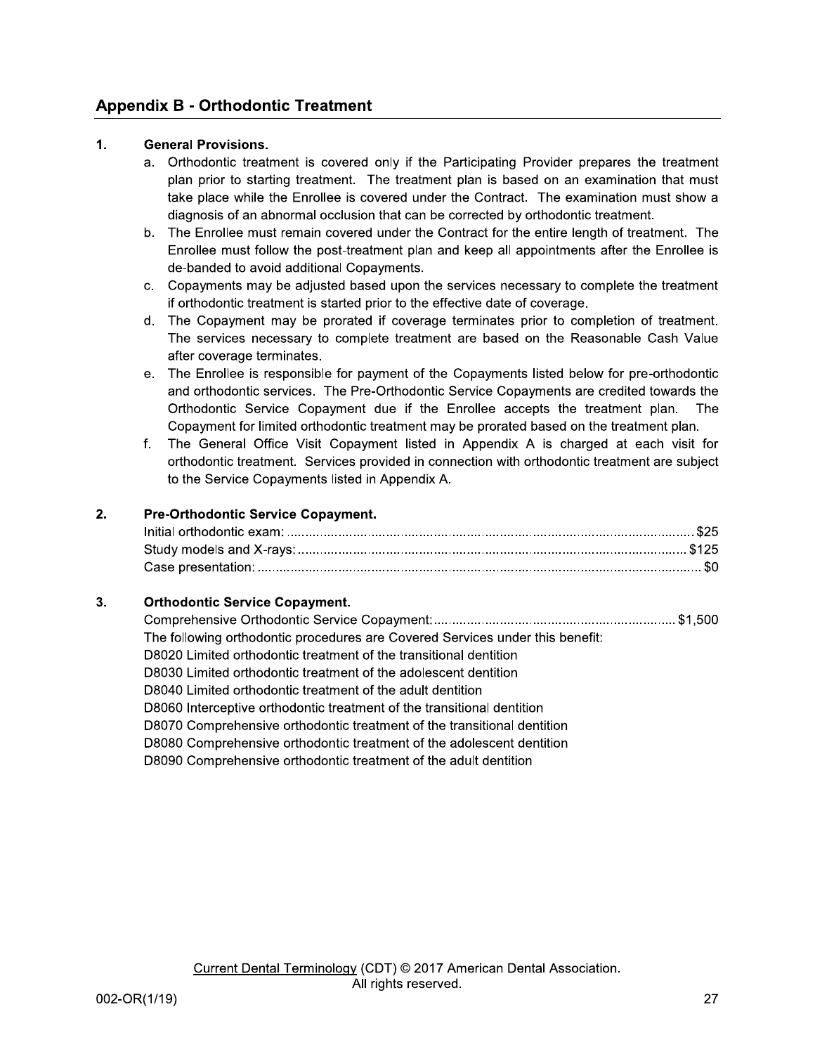## Appendix B - Orthodontic Treatment

**1. General Provisions.**

a. Orthodontic treatment is covered only if the Participating Provider prepares the treatment plan prior to starting treatment. The treatment plan is based on an examination that must take place while the Enrollee is covered under the Contract. The examination must show a diagnosis of an abnormal occlusion that can be corrected by orthodontic treatment.

b. The Enrollee must remain covered under the Contract for the entire length of treatment. The Enrollee must follow the post-treatment plan and keep all appointments after the Enrollee is de-banded to avoid additional Copayments.

c. Copayments may be adjusted based upon the services necessary to complete the treatment if orthodontic treatment is started prior to the effective date of coverage.

d. The Copayment may be prorated if coverage terminates prior to completion of treatment. The services necessary to complete treatment are based on the Reasonable Cash Value after coverage terminates.

e. The Enrollee is responsible for payment of the Copayments listed below for pre-orthodontic and orthodontic services. The Pre-Orthodontic Service Copayments are credited towards the Orthodontic Service Copayment due if the Enrollee accepts the treatment plan. The Copayment for limited orthodontic treatment may be prorated based on the treatment plan.

f. The General Office Visit Copayment listed in Appendix A is charged at each visit for orthodontic treatment. Services provided in connection with orthodontic treatment are subject to the Service Copayments listed in Appendix A.

**2. Pre-Orthodontic Service Copayment.**

Initial orthodontic exam: ........ $25
Study models and X-rays: ........ $125
Case presentation: ........ $0

**3. Orthodontic Service Copayment.**

Comprehensive Orthodontic Service Copayment: ........ $1,500

The following orthodontic procedures are Covered Services under this benefit:

D8020 Limited orthodontic treatment of the transitional dentition
D8030 Limited orthodontic treatment of the adolescent dentition
D8040 Limited orthodontic treatment of the adult dentition
D8060 Interceptive orthodontic treatment of the transitional dentition
D8070 Comprehensive orthodontic treatment of the transitional dentition
D8080 Comprehensive orthodontic treatment of the adolescent dentition
D8090 Comprehensive orthodontic treatment of the adult dentition

Current Dental Terminology (CDT) © 2017 American Dental Association.
All rights reserved.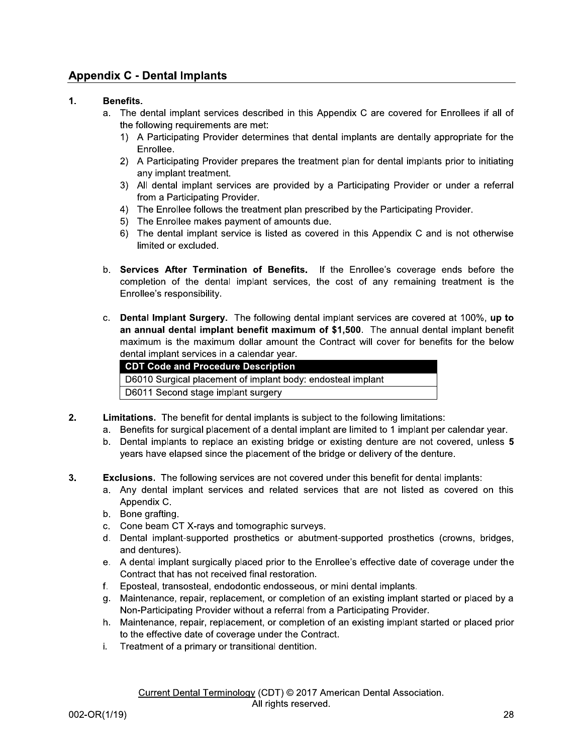## Appendix C - Dental Implants

1. **Benefits.**
   a. The dental implant services described in this Appendix C are covered for Enrollees if all of the following requirements are met:
      1) A Participating Provider determines that dental implants are dentally appropriate for the Enrollee.
      2) A Participating Provider prepares the treatment plan for dental implants prior to initiating any implant treatment.
      3) All dental implant services are provided by a Participating Provider or under a referral from a Participating Provider.
      4) The Enrollee follows the treatment plan prescribed by the Participating Provider.
      5) The Enrollee makes payment of amounts due.
      6) The dental implant service is listed as covered in this Appendix C and is not otherwise limited or excluded.

   b. **Services After Termination of Benefits.** If the Enrollee's coverage ends before the completion of the dental implant services, the cost of any remaining treatment is the Enrollee's responsibility.

   c. **Dental Implant Surgery.** The following dental implant services are covered at 100%, **up to an annual dental implant benefit maximum of $1,500**. The annual dental implant benefit maximum is the maximum dollar amount the Contract will cover for benefits for the below dental implant services in a calendar year.

| CDT Code and Procedure Description |
| --- |
| D6010 Surgical placement of implant body: endosteal implant |
| D6011 Second stage implant surgery |

2. **Limitations.** The benefit for dental implants is subject to the following limitations:
   a. Benefits for surgical placement of a dental implant are limited to 1 implant per calendar year.
   b. Dental implants to replace an existing bridge or existing denture are not covered, unless **5** years have elapsed since the placement of the bridge or delivery of the denture.

3. **Exclusions.** The following services are not covered under this benefit for dental implants:
   a. Any dental implant services and related services that are not listed as covered on this Appendix C.
   b. Bone grafting.
   c. Cone beam CT X-rays and tomographic surveys.
   d. Dental implant-supported prosthetics or abutment-supported prosthetics (crowns, bridges, and dentures).
   e. A dental implant surgically placed prior to the Enrollee's effective date of coverage under the Contract that has not received final restoration.
   f. Eposteal, transosteal, endodontic endosseous, or mini dental implants.
   g. Maintenance, repair, replacement, or completion of an existing implant started or placed by a Non-Participating Provider without a referral from a Participating Provider.
   h. Maintenance, repair, replacement, or completion of an existing implant started or placed prior to the effective date of coverage under the Contract.
   i. Treatment of a primary or transitional dentition.

Current Dental Terminology (CDT) © 2017 American Dental Association. All rights reserved.

002-OR(1/19)